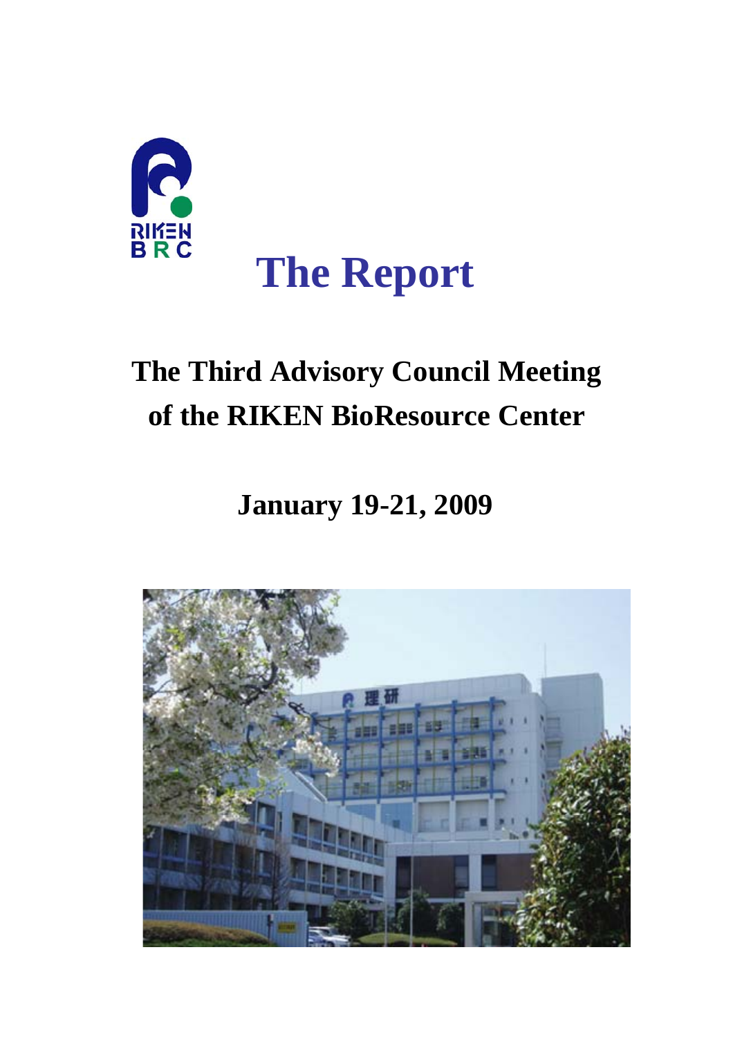# The Report

## The Third Advisory Council Meeting of the RIKEN BioResource Center

### January 19-21, 2009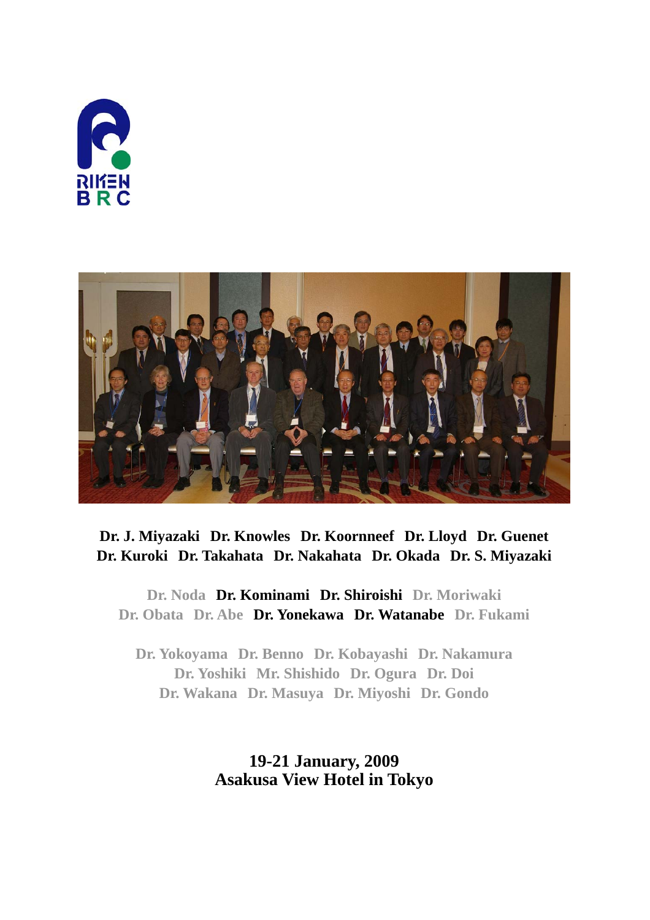Dr. J. Miyazaki Dr. Knowles Dr. Koornneef Dr. Lloyd Dr. Guenet
Dr. Kuroki Dr. Takahata Dr. Nakahata Dr. Okada Dr. S. Miyazaki

Dr. Noda Dr. Kominami Dr. Shiroishi Dr. Moriwaki
Dr. Obata Dr. Abe Dr. Yonekawa Dr. Watanabe Dr. Fukami

Dr. Yokoyama Dr. Benno Dr. Kobayashi Dr. Nakamura
Dr. Yoshiki Mr. Shishido Dr. Ogura Dr. Doi
Dr. Wakana Dr. Masuya Dr. Miyoshi Dr. Gondo

**19-21 January, 2009**
**Asakusa View Hotel in Tokyo**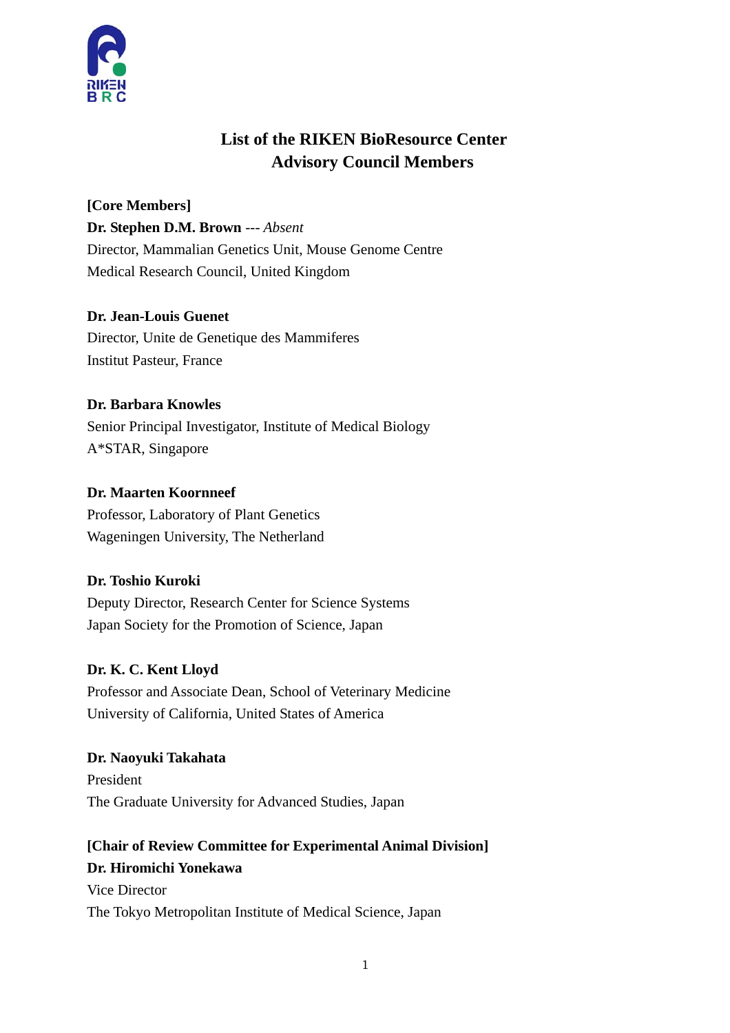# List of the RIKEN BioResource Center Advisory Council Members

**[Core Members]**

**Dr. Stephen D.M. Brown** --- *Absent*
Director, Mammalian Genetics Unit, Mouse Genome Centre
Medical Research Council, United Kingdom

**Dr. Jean-Louis Guenet**
Director, Unite de Genetique des Mammiferes
Institut Pasteur, France

**Dr. Barbara Knowles**
Senior Principal Investigator, Institute of Medical Biology
A*STAR, Singapore

**Dr. Maarten Koornneef**
Professor, Laboratory of Plant Genetics
Wageningen University, The Netherland

**Dr. Toshio Kuroki**
Deputy Director, Research Center for Science Systems
Japan Society for the Promotion of Science, Japan

**Dr. K. C. Kent Lloyd**
Professor and Associate Dean, School of Veterinary Medicine
University of California, United States of America

**Dr. Naoyuki Takahata**
President
The Graduate University for Advanced Studies, Japan

**[Chair of Review Committee for Experimental Animal Division]**

**Dr. Hiromichi Yonekawa**
Vice Director
The Tokyo Metropolitan Institute of Medical Science, Japan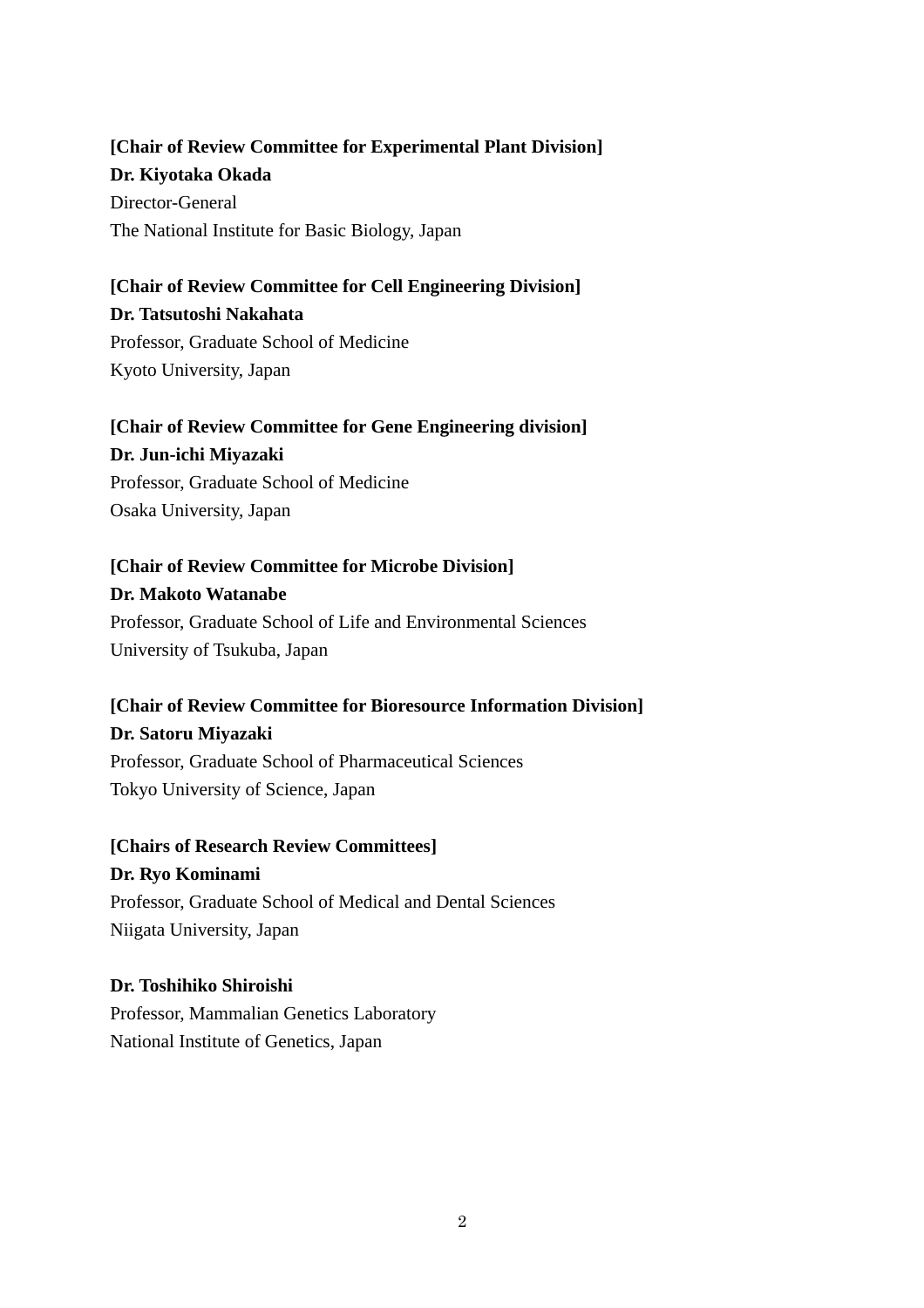**[Chair of Review Committee for Experimental Plant Division]**
**Dr. Kiyotaka Okada**
Director-General
The National Institute for Basic Biology, Japan

**[Chair of Review Committee for Cell Engineering Division]**
**Dr. Tatsutoshi Nakahata**
Professor, Graduate School of Medicine
Kyoto University, Japan

**[Chair of Review Committee for Gene Engineering division]**
**Dr. Jun-ichi Miyazaki**
Professor, Graduate School of Medicine
Osaka University, Japan

**[Chair of Review Committee for Microbe Division]**
**Dr. Makoto Watanabe**
Professor, Graduate School of Life and Environmental Sciences
University of Tsukuba, Japan

**[Chair of Review Committee for Bioresource Information Division]**
**Dr. Satoru Miyazaki**
Professor, Graduate School of Pharmaceutical Sciences
Tokyo University of Science, Japan

**[Chairs of Research Review Committees]**
**Dr. Ryo Kominami**
Professor, Graduate School of Medical and Dental Sciences
Niigata University, Japan

**Dr. Toshihiko Shiroishi**
Professor, Mammalian Genetics Laboratory
National Institute of Genetics, Japan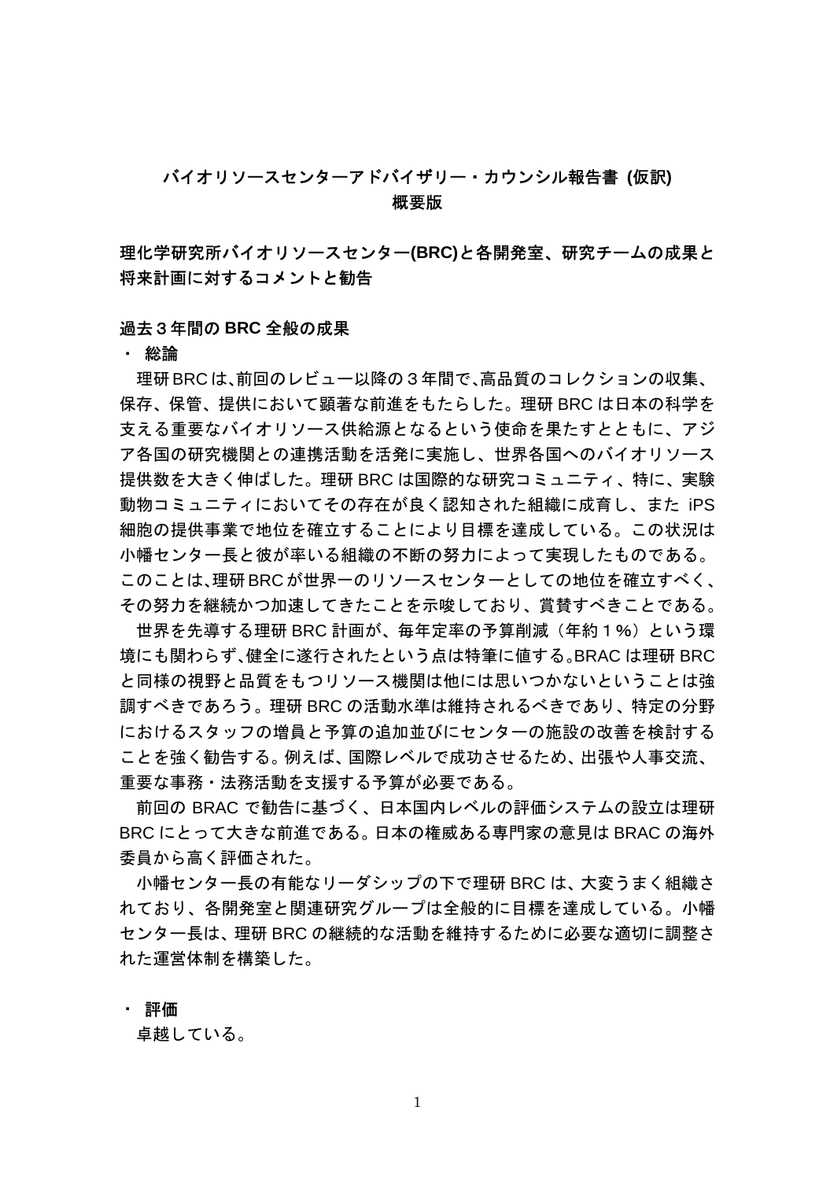# バイオリソースセンターアドバイザリー・カウンシル報告書 (仮訳)
# 概要版

## 理化学研究所バイオリソースセンター(BRC)と各開発室、研究チームの成果と将来計画に対するコメントと勧告

### 過去３年間の BRC 全般の成果

**・ 総論**

理研 BRC は､前回のレビュー以降の３年間で､高品質のコレクションの収集、保存、保管、提供において顕著な前進をもたらした。理研 BRC は日本の科学を支える重要なバイオリソース供給源となるという使命を果たすとともに、アジア各国の研究機関との連携活動を活発に実施し、世界各国へのバイオリソース提供数を大きく伸ばした。理研 BRC は国際的な研究コミュニティ、特に、実験動物コミュニティにおいてその存在が良く認知された組織に成育し、また iPS 細胞の提供事業で地位を確立することにより目標を達成している。この状況は小幡センター長と彼が率いる組織の不断の努力によって実現したものである。このことは､理研 BRC が世界一のリソースセンターとしての地位を確立すべく、その努力を継続かつ加速してきたことを示唆しており、賞賛すべきことである。

世界を先導する理研 BRC 計画が、毎年定率の予算削減（年約１%）という環境にも関わらず､健全に遂行されたという点は特筆に値する｡BRAC は理研 BRC と同様の視野と品質をもつリソース機関は他には思いつかないということは強調すべきであろう。理研 BRC の活動水準は維持されるべきであり、特定の分野におけるスタッフの増員と予算の追加並びにセンターの施設の改善を検討することを強く勧告する。例えば、国際レベルで成功させるため、出張や人事交流、重要な事務・法務活動を支援する予算が必要である。

前回の BRAC で勧告に基づく、日本国内レベルの評価システムの設立は理研 BRC にとって大きな前進である。日本の権威ある専門家の意見は BRAC の海外委員から高く評価された。

小幡センター長の有能なリーダシップの下で理研 BRC は、大変うまく組織されており、各開発室と関連研究グループは全般的に目標を達成している。小幡センター長は、理研 BRC の継続的な活動を維持するために必要な適切に調整された運営体制を構築した。

**・ 評価**

卓越している。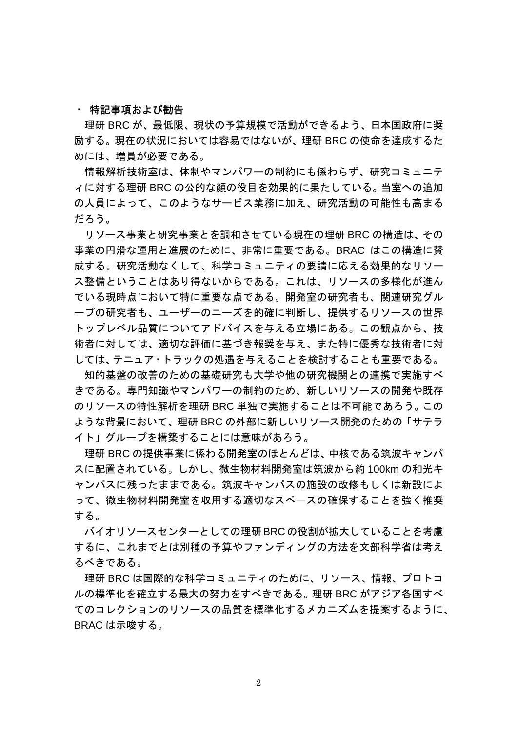・ **特記事項および勧告**

理研 BRC が、最低限、現状の予算規模で活動ができるよう、日本国政府に奨励する。現在の状況においては容易ではないが、理研 BRC の使命を達成するためには、増員が必要である。

情報解析技術室は、体制やマンパワーの制約にも係わらず、研究コミュニティに対する理研 BRC の公的な顔の役目を効果的に果たしている。当室への追加の人員によって、このようなサービス業務に加え、研究活動の可能性も高まるだろう。

リソース事業と研究事業とを調和させている現在の理研 BRC の構造は、その事業の円滑な運用と進展のために、非常に重要である。BRAC はこの構造に賛成する。研究活動なくして、科学コミュニティの要請に応える効果的なリソース整備ということはあり得ないからである。これは、リソースの多様化が進んでいる現時点において特に重要な点である。開発室の研究者も、関連研究グループの研究者も、ユーザーのニーズを的確に判断し、提供するリソースの世界トップレベル品質についてアドバイスを与える立場にある。この観点から、技術者に対しては、適切な評価に基づき報奨を与え、また特に優秀な技術者に対しては、テニュア・トラックの処遇を与えることを検討することも重要である。

知的基盤の改善のための基礎研究も大学や他の研究機関との連携で実施すべきである。専門知識やマンパワーの制約のため、新しいリソースの開発や既存のリソースの特性解析を理研 BRC 単独で実施することは不可能であろう。このような背景において、理研 BRC の外部に新しいリソース開発のための「サテライト」グループを構築することには意味があろう。

理研 BRC の提供事業に係わる開発室のほとんどは、中核である筑波キャンパスに配置されている。しかし、微生物材料開発室は筑波から約 100km の和光キャンパスに残ったままである。筑波キャンパスの施設の改修もしくは新設によって、微生物材料開発室を収用する適切なスペースの確保することを強く推奨する。

バイオリソースセンターとしての理研 BRC の役割が拡大していることを考慮するに、これまでとは別種の予算やファンディングの方法を文部科学省は考えるべきである。

理研 BRC は国際的な科学コミュニティのために、リソース、情報、プロトコルの標準化を確立する最大の努力をすべきである。理研 BRC がアジア各国すべてのコレクションのリソースの品質を標準化するメカニズムを提案するように、BRAC は示唆する。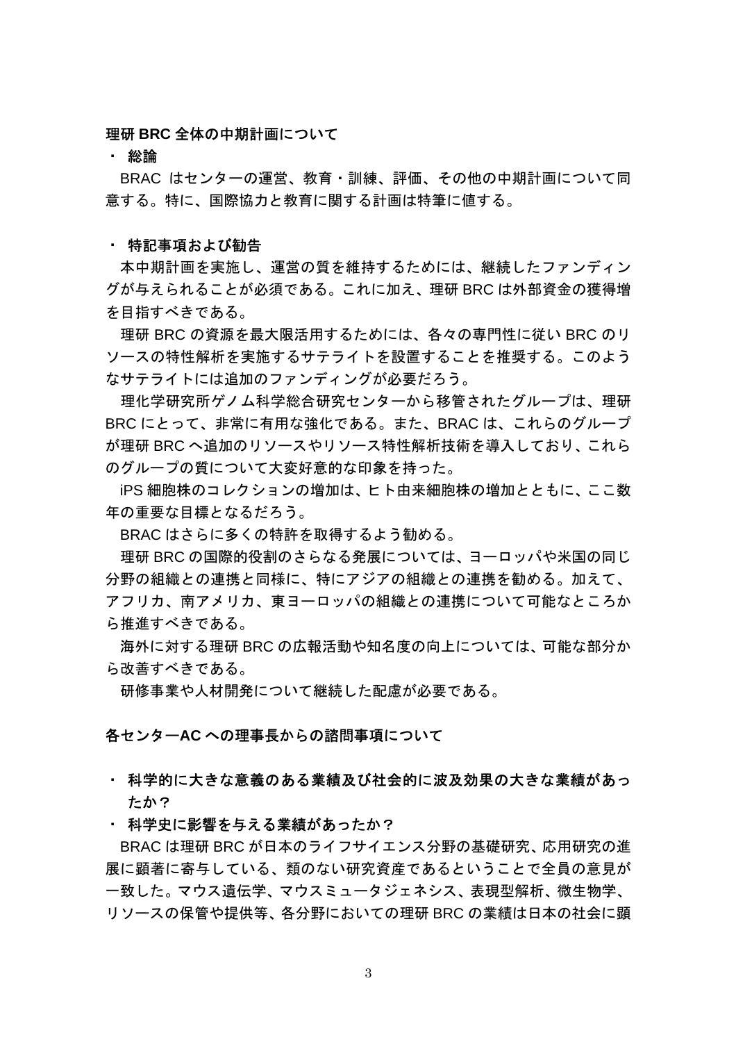**理研 BRC 全体の中期計画について**

- **総論**

BRAC はセンターの運営、教育・訓練、評価、その他の中期計画について同意する。特に、国際協力と教育に関する計画は特筆に値する。

- **特記事項および勧告**

本中期計画を実施し、運営の質を維持するためには、継続したファンディングが与えられることが必須である。これに加え、理研 BRC は外部資金の獲得増を目指すべきである。

理研 BRC の資源を最大限活用するためには、各々の専門性に従い BRC のリソースの特性解析を実施するサテライトを設置することを推奨する。このようなサテライトには追加のファンディングが必要だろう。

理化学研究所ゲノム科学総合研究センターから移管されたグループは、理研 BRC にとって、非常に有用な強化である。また、BRAC は、これらのグループが理研 BRC へ追加のリソースやリソース特性解析技術を導入しており、これらのグループの質について大変好意的な印象を持った。

iPS 細胞株のコレクションの増加は、ヒト由来細胞株の増加とともに、ここ数年の重要な目標となるだろう。

BRAC はさらに多くの特許を取得するよう勧める。

理研 BRC の国際的役割のさらなる発展については、ヨーロッパや米国の同じ分野の組織との連携と同様に、特にアジアの組織との連携を勧める。加えて、アフリカ、南アメリカ、東ヨーロッパの組織との連携について可能なところから推進すべきである。

海外に対する理研 BRC の広報活動や知名度の向上については、可能な部分から改善すべきである。

研修事業や人材開発について継続した配慮が必要である。

**各センターAC への理事長からの諮問事項について**

- **科学的に大きな意義のある業績及び社会的に波及効果の大きな業績があったか？**
- **科学史に影響を与える業績があったか？**

BRAC は理研 BRC が日本のライフサイエンス分野の基礎研究、応用研究の進展に顕著に寄与している、類のない研究資産であるということで全員の意見が一致した。マウス遺伝学、マウスミュータジェネシス、表現型解析、微生物学、リソースの保管や提供等、各分野においての理研 BRC の業績は日本の社会に顕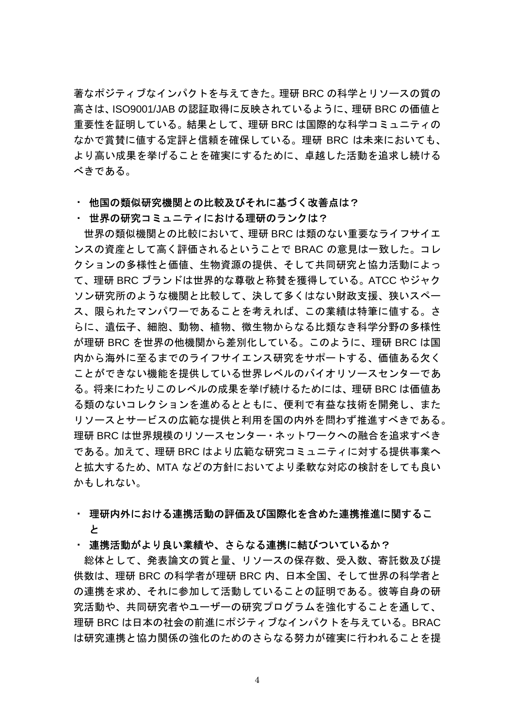著なポジティブなインパクトを与えてきた。理研 BRC の科学とリソースの質の高さは、ISO9001/JAB の認証取得に反映されているように、理研 BRC の価値と重要性を証明している。結果として、理研 BRC は国際的な科学コミュニティのなかで賞賛に値する定評と信頼を確保している。理研 BRC は未来においても、より高い成果を挙げることを確実にするために、卓越した活動を追求し続けるべきである。

- **他国の類似研究機関との比較及びそれに基づく改善点は？**
- **世界の研究コミュニティにおける理研のランクは？**

世界の類似機関との比較において、理研 BRC は類のない重要なライフサイエンスの資産として高く評価されるということで BRAC の意見は一致した。コレクションの多様性と価値、生物資源の提供、そして共同研究と協力活動によって、理研 BRC ブランドは世界的な尊敬と称賛を獲得している。ATCC やジャクソン研究所のような機関と比較して、決して多くはない財政支援、狭いスペース、限られたマンパワーであることを考えれば、この業績は特筆に値する。さらに、遺伝子、細胞、動物、植物、微生物からなる比類なき科学分野の多様性が理研 BRC を世界の他機関から差別化している。このように、理研 BRC は国内から海外に至るまでのライフサイエンス研究をサポートする、価値ある欠くことができない機能を提供している世界レベルのバイオリソースセンターである。将来にわたりこのレベルの成果を挙げ続けるためには、理研 BRC は価値ある類のないコレクションを進めるとともに、便利で有益な技術を開発し、またリソースとサービスの広範な提供と利用を国の内外を問わず推進すべきである。理研 BRC は世界規模のリソースセンター・ネットワークへの融合を追求すべきである。加えて、理研 BRC はより広範な研究コミュニティに対する提供事業へと拡大するため、MTA などの方針においてより柔軟な対応の検討をしても良いかもしれない。

- **理研内外における連携活動の評価及び国際化を含めた連携推進に関すること**
- **連携活動がより良い業績や、さらなる連携に結びついているか？**

総体として、発表論文の質と量、リソースの保存数、受入数、寄託数及び提供数は、理研 BRC の科学者が理研 BRC 内、日本全国、そして世界の科学者との連携を求め、それに参加して活動していることの証明である。彼等自身の研究活動や、共同研究者やユーザーの研究プログラムを強化することを通して、理研 BRC は日本の社会の前進にポジティブなインパクトを与えている。BRAC は研究連携と協力関係の強化のためのさらなる努力が確実に行われることを提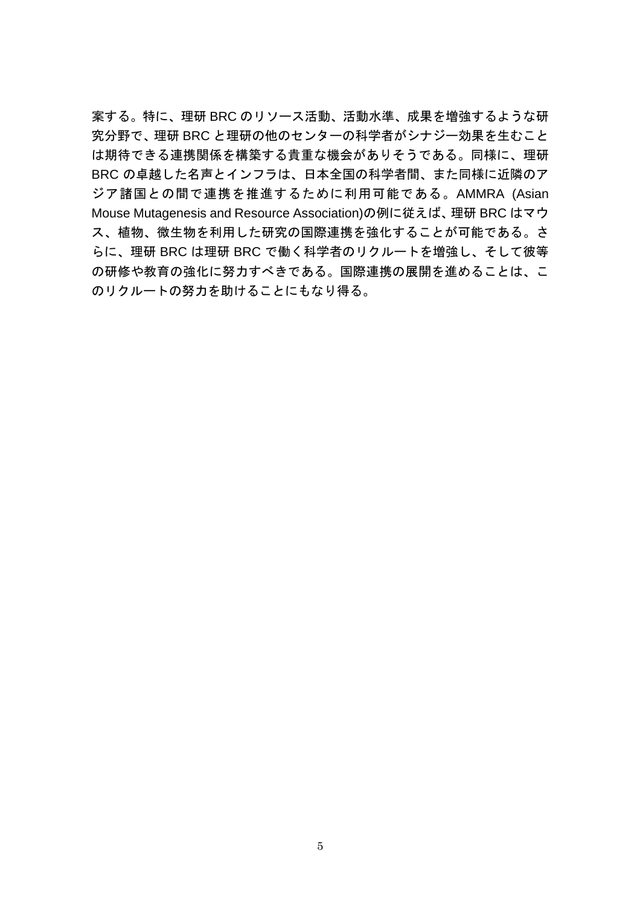案する。特に、理研 BRC のリソース活動、活動水準、成果を増強するような研究分野で、理研 BRC と理研の他のセンターの科学者がシナジー効果を生むことは期待できる連携関係を構築する貴重な機会がありそうである。同様に、理研 BRC の卓越した名声とインフラは、日本全国の科学者間、また同様に近隣のアジア諸国との間で連携を推進するために利用可能である。AMMRA (Asian Mouse Mutagenesis and Resource Association)の例に従えば、理研 BRC はマウス、植物、微生物を利用した研究の国際連携を強化することが可能である。さらに、理研 BRC は理研 BRC で働く科学者のリクルートを増強し、そして彼等の研修や教育の強化に努力すべきである。国際連携の展開を進めることは、このリクルートの努力を助けることにもなり得る。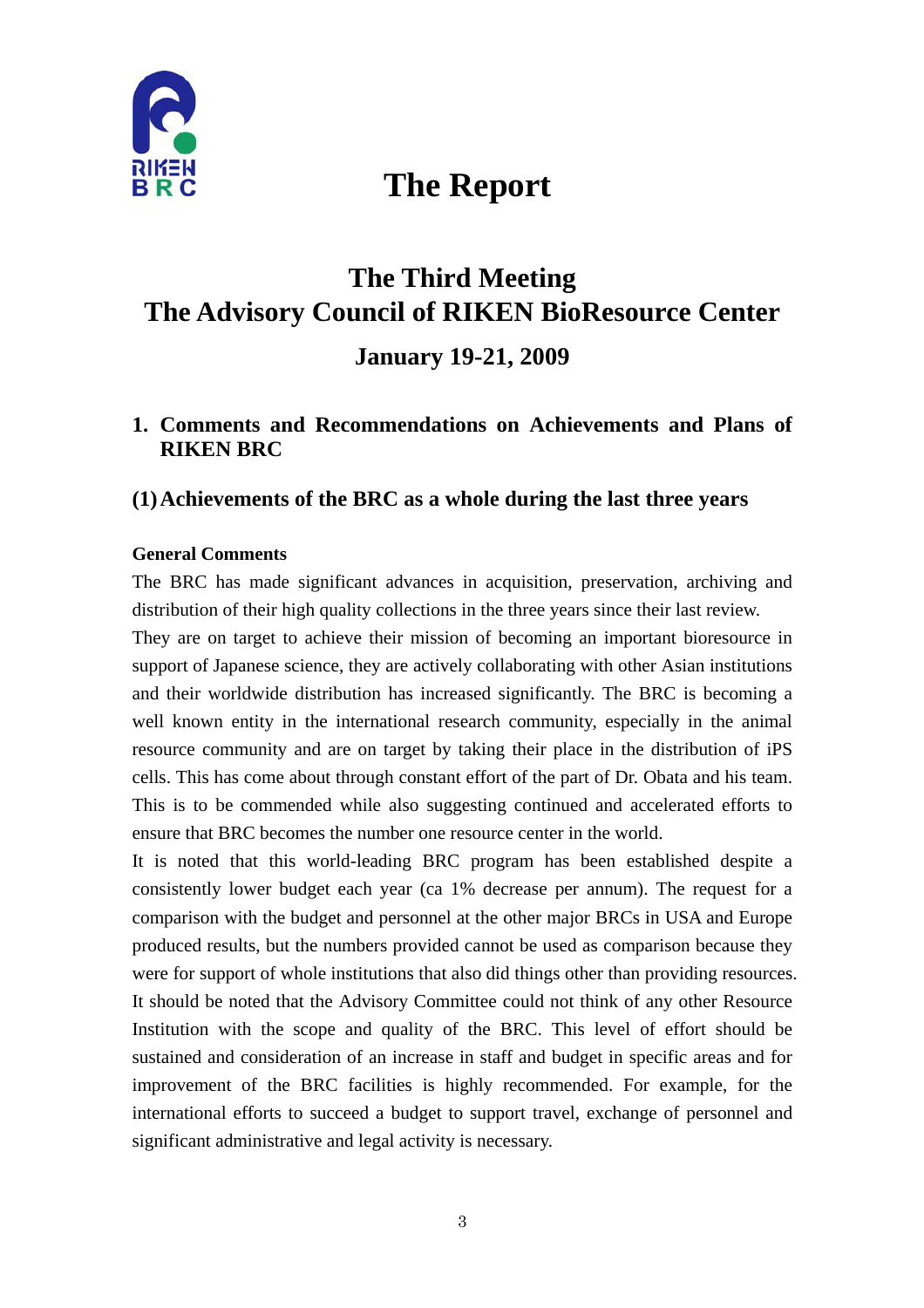# The Report

## The Third Meeting
## The Advisory Council of RIKEN BioResource Center

### January 19-21, 2009

## 1. Comments and Recommendations on Achievements and Plans of RIKEN BRC

### (1) Achievements of the BRC as a whole during the last three years

**General Comments**

The BRC has made significant advances in acquisition, preservation, archiving and distribution of their high quality collections in the three years since their last review.

They are on target to achieve their mission of becoming an important bioresource in support of Japanese science, they are actively collaborating with other Asian institutions and their worldwide distribution has increased significantly. The BRC is becoming a well known entity in the international research community, especially in the animal resource community and are on target by taking their place in the distribution of iPS cells. This has come about through constant effort of the part of Dr. Obata and his team. This is to be commended while also suggesting continued and accelerated efforts to ensure that BRC becomes the number one resource center in the world.

It is noted that this world-leading BRC program has been established despite a consistently lower budget each year (ca 1% decrease per annum). The request for a comparison with the budget and personnel at the other major BRCs in USA and Europe produced results, but the numbers provided cannot be used as comparison because they were for support of whole institutions that also did things other than providing resources. It should be noted that the Advisory Committee could not think of any other Resource Institution with the scope and quality of the BRC. This level of effort should be sustained and consideration of an increase in staff and budget in specific areas and for improvement of the BRC facilities is highly recommended. For example, for the international efforts to succeed a budget to support travel, exchange of personnel and significant administrative and legal activity is necessary.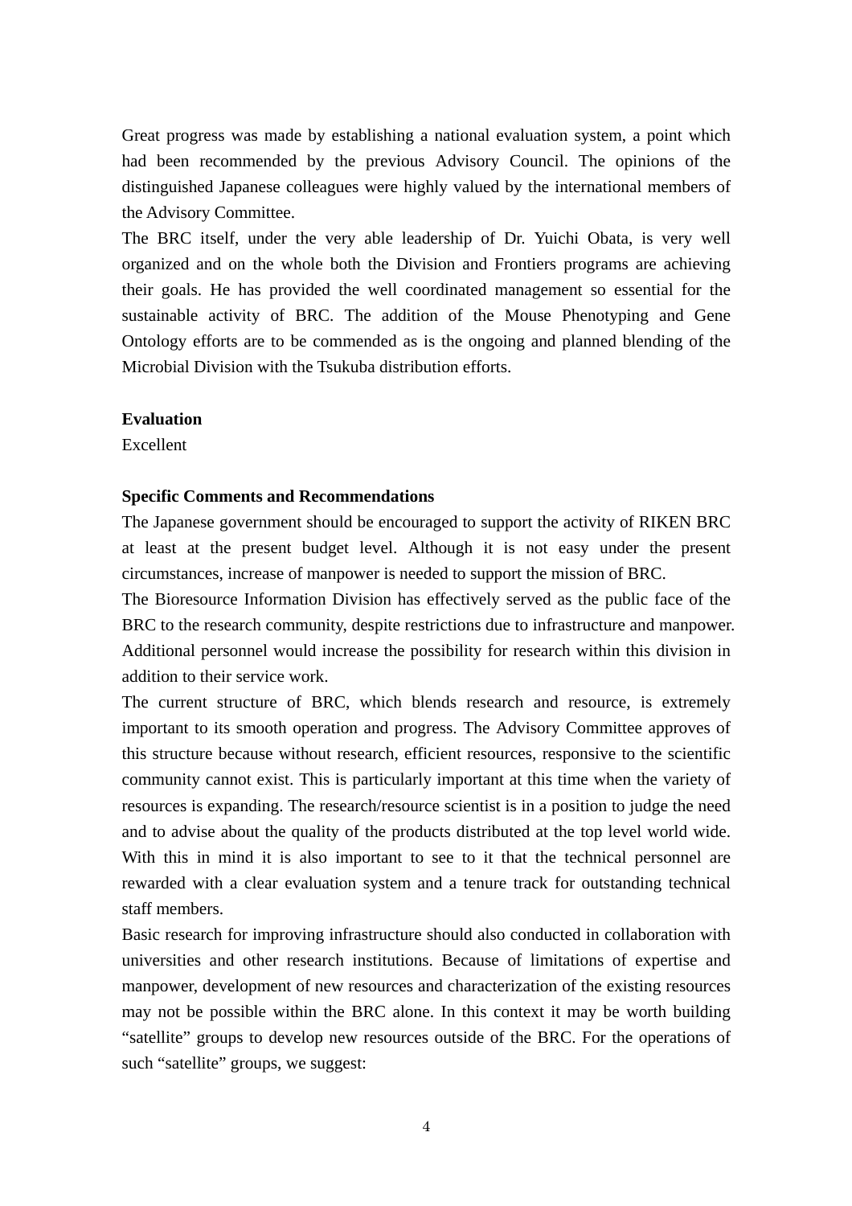Great progress was made by establishing a national evaluation system, a point which had been recommended by the previous Advisory Council. The opinions of the distinguished Japanese colleagues were highly valued by the international members of the Advisory Committee.

The BRC itself, under the very able leadership of Dr. Yuichi Obata, is very well organized and on the whole both the Division and Frontiers programs are achieving their goals. He has provided the well coordinated management so essential for the sustainable activity of BRC. The addition of the Mouse Phenotyping and Gene Ontology efforts are to be commended as is the ongoing and planned blending of the Microbial Division with the Tsukuba distribution efforts.

**Evaluation**

Excellent

**Specific Comments and Recommendations**

The Japanese government should be encouraged to support the activity of RIKEN BRC at least at the present budget level. Although it is not easy under the present circumstances, increase of manpower is needed to support the mission of BRC.

The Bioresource Information Division has effectively served as the public face of the BRC to the research community, despite restrictions due to infrastructure and manpower. Additional personnel would increase the possibility for research within this division in addition to their service work.

The current structure of BRC, which blends research and resource, is extremely important to its smooth operation and progress. The Advisory Committee approves of this structure because without research, efficient resources, responsive to the scientific community cannot exist. This is particularly important at this time when the variety of resources is expanding. The research/resource scientist is in a position to judge the need and to advise about the quality of the products distributed at the top level world wide. With this in mind it is also important to see to it that the technical personnel are rewarded with a clear evaluation system and a tenure track for outstanding technical staff members.

Basic research for improving infrastructure should also conducted in collaboration with universities and other research institutions. Because of limitations of expertise and manpower, development of new resources and characterization of the existing resources may not be possible within the BRC alone. In this context it may be worth building "satellite" groups to develop new resources outside of the BRC. For the operations of such "satellite" groups, we suggest: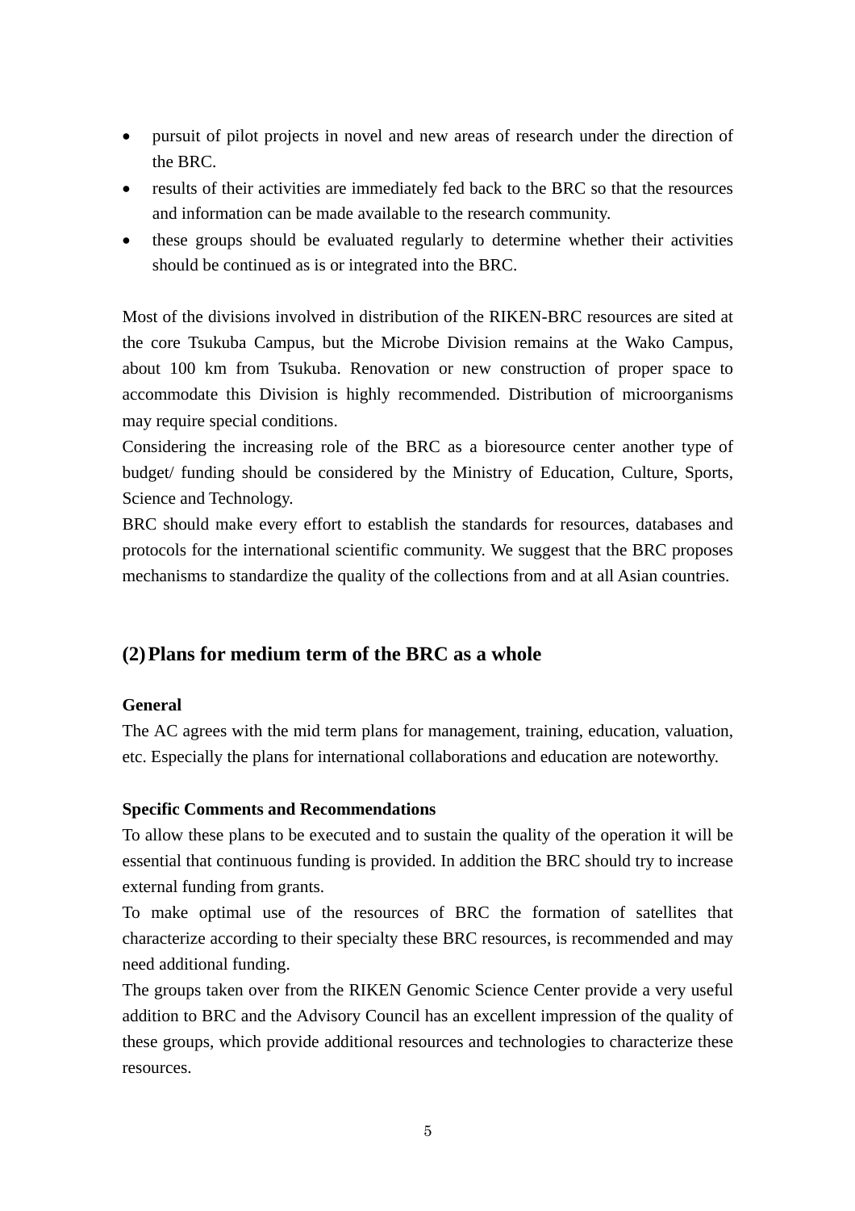- pursuit of pilot projects in novel and new areas of research under the direction of the BRC.
- results of their activities are immediately fed back to the BRC so that the resources and information can be made available to the research community.
- these groups should be evaluated regularly to determine whether their activities should be continued as is or integrated into the BRC.

Most of the divisions involved in distribution of the RIKEN-BRC resources are sited at the core Tsukuba Campus, but the Microbe Division remains at the Wako Campus, about 100 km from Tsukuba. Renovation or new construction of proper space to accommodate this Division is highly recommended. Distribution of microorganisms may require special conditions.

Considering the increasing role of the BRC as a bioresource center another type of budget/ funding should be considered by the Ministry of Education, Culture, Sports, Science and Technology.

BRC should make every effort to establish the standards for resources, databases and protocols for the international scientific community. We suggest that the BRC proposes mechanisms to standardize the quality of the collections from and at all Asian countries.

## (2) Plans for medium term of the BRC as a whole

**General**

The AC agrees with the mid term plans for management, training, education, valuation, etc. Especially the plans for international collaborations and education are noteworthy.

**Specific Comments and Recommendations**

To allow these plans to be executed and to sustain the quality of the operation it will be essential that continuous funding is provided. In addition the BRC should try to increase external funding from grants.

To make optimal use of the resources of BRC the formation of satellites that characterize according to their specialty these BRC resources, is recommended and may need additional funding.

The groups taken over from the RIKEN Genomic Science Center provide a very useful addition to BRC and the Advisory Council has an excellent impression of the quality of these groups, which provide additional resources and technologies to characterize these resources.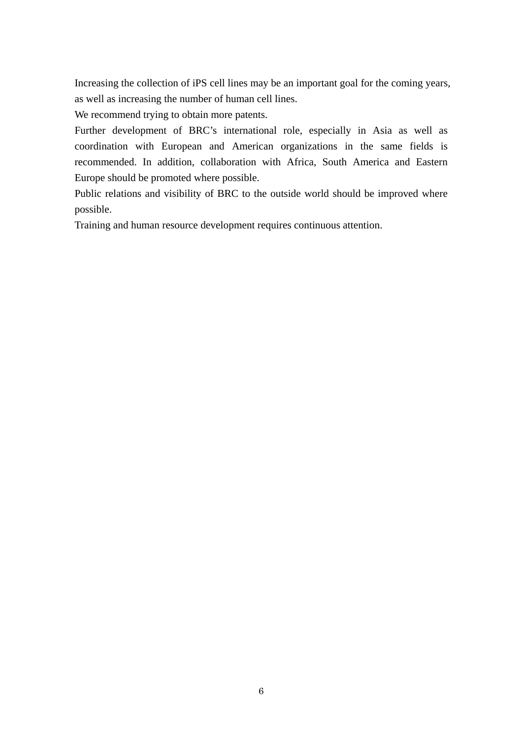Increasing the collection of iPS cell lines may be an important goal for the coming years, as well as increasing the number of human cell lines.

We recommend trying to obtain more patents.

Further development of BRC's international role, especially in Asia as well as coordination with European and American organizations in the same fields is recommended. In addition, collaboration with Africa, South America and Eastern Europe should be promoted where possible.

Public relations and visibility of BRC to the outside world should be improved where possible.

Training and human resource development requires continuous attention.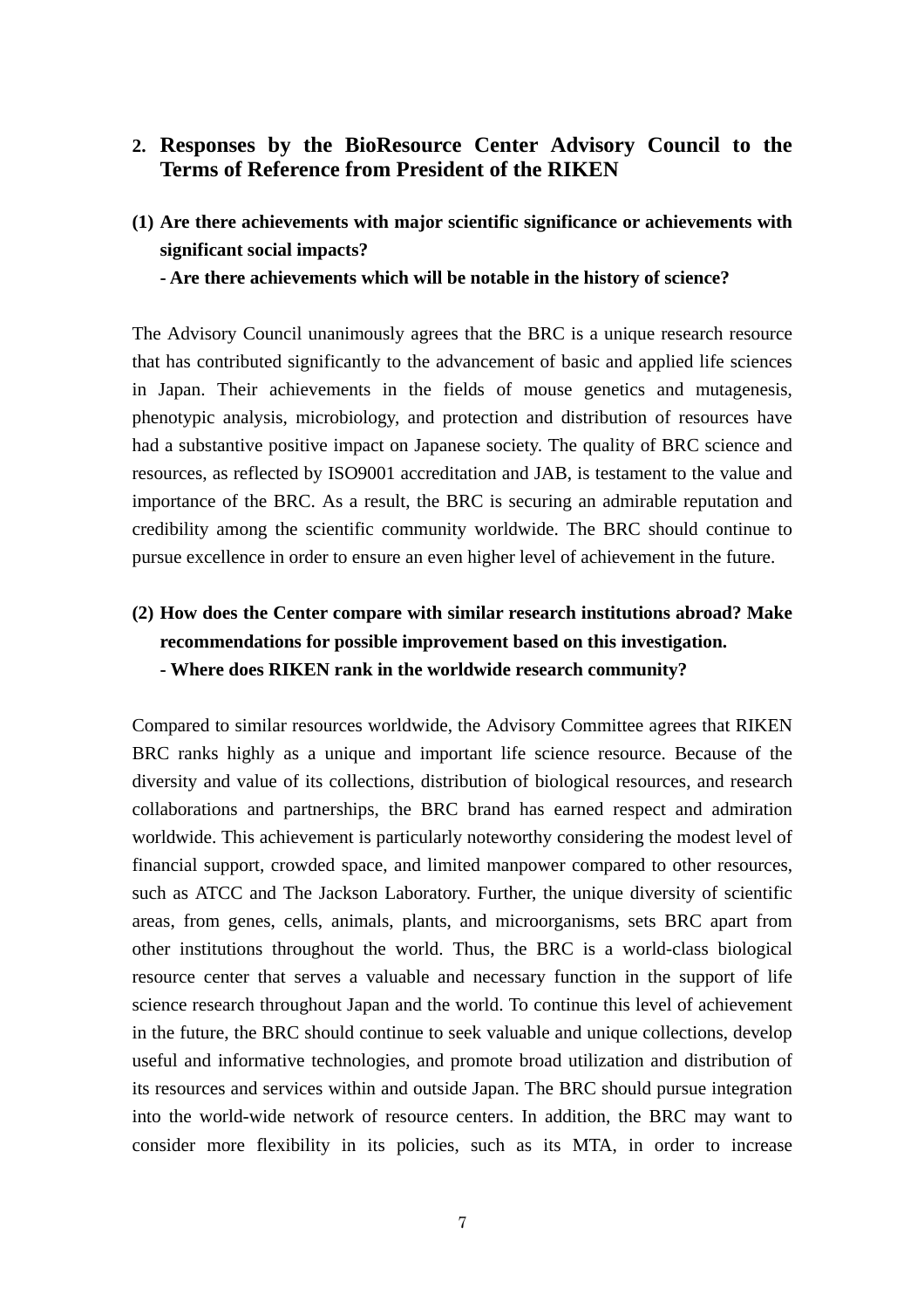## 2. Responses by the BioResource Center Advisory Council to the Terms of Reference from President of the RIKEN

### (1) Are there achievements with major scientific significance or achievements with significant social impacts?
**- Are there achievements which will be notable in the history of science?**

The Advisory Council unanimously agrees that the BRC is a unique research resource that has contributed significantly to the advancement of basic and applied life sciences in Japan. Their achievements in the fields of mouse genetics and mutagenesis, phenotypic analysis, microbiology, and protection and distribution of resources have had a substantive positive impact on Japanese society. The quality of BRC science and resources, as reflected by ISO9001 accreditation and JAB, is testament to the value and importance of the BRC. As a result, the BRC is securing an admirable reputation and credibility among the scientific community worldwide. The BRC should continue to pursue excellence in order to ensure an even higher level of achievement in the future.

### (2) How does the Center compare with similar research institutions abroad? Make recommendations for possible improvement based on this investigation.
**- Where does RIKEN rank in the worldwide research community?**

Compared to similar resources worldwide, the Advisory Committee agrees that RIKEN BRC ranks highly as a unique and important life science resource. Because of the diversity and value of its collections, distribution of biological resources, and research collaborations and partnerships, the BRC brand has earned respect and admiration worldwide. This achievement is particularly noteworthy considering the modest level of financial support, crowded space, and limited manpower compared to other resources, such as ATCC and The Jackson Laboratory. Further, the unique diversity of scientific areas, from genes, cells, animals, plants, and microorganisms, sets BRC apart from other institutions throughout the world. Thus, the BRC is a world-class biological resource center that serves a valuable and necessary function in the support of life science research throughout Japan and the world. To continue this level of achievement in the future, the BRC should continue to seek valuable and unique collections, develop useful and informative technologies, and promote broad utilization and distribution of its resources and services within and outside Japan. The BRC should pursue integration into the world-wide network of resource centers. In addition, the BRC may want to consider more flexibility in its policies, such as its MTA, in order to increase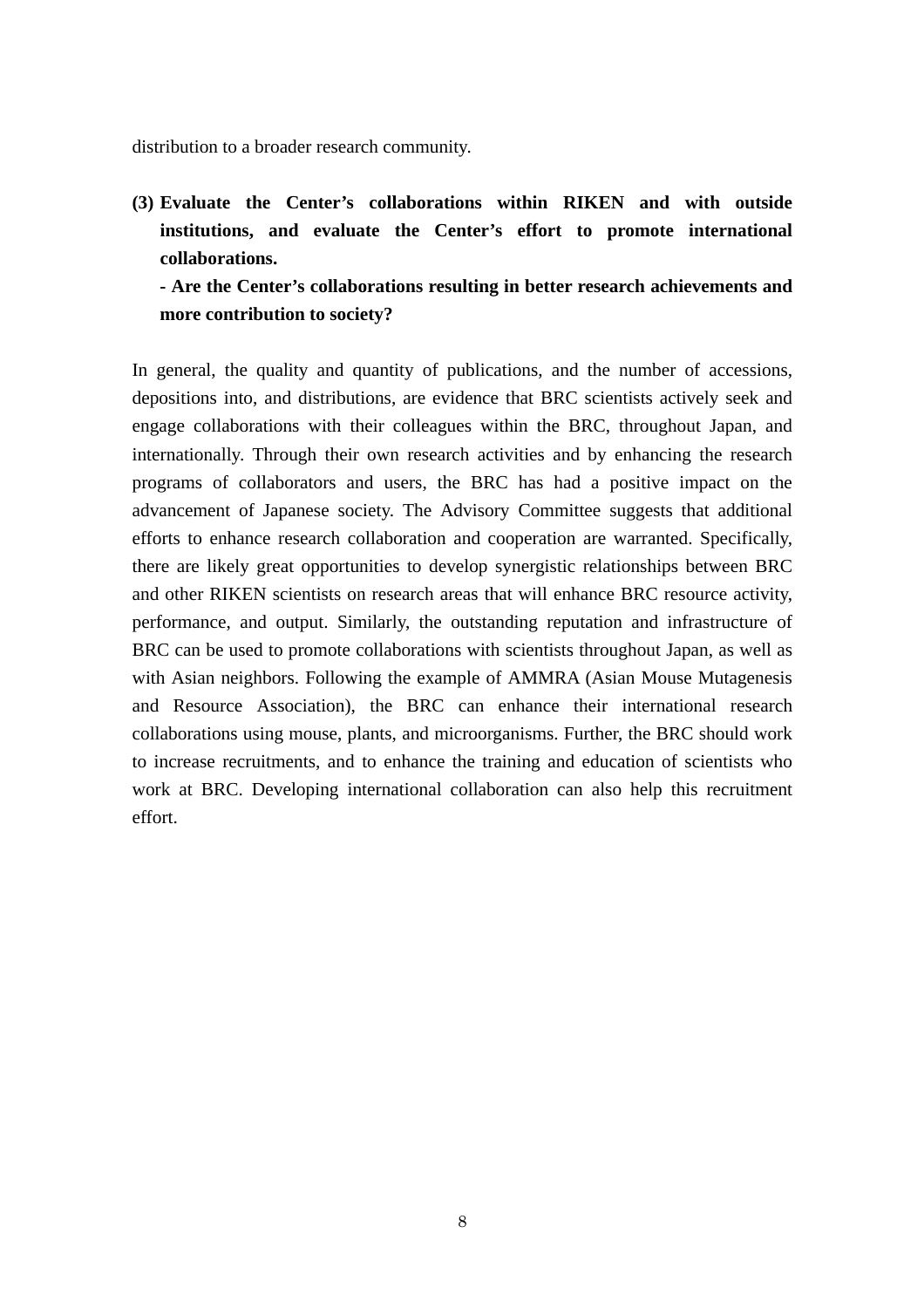distribution to a broader research community.

**(3) Evaluate the Center's collaborations within RIKEN and with outside institutions, and evaluate the Center's effort to promote international collaborations.**
**- Are the Center's collaborations resulting in better research achievements and more contribution to society?**

In general, the quality and quantity of publications, and the number of accessions, depositions into, and distributions, are evidence that BRC scientists actively seek and engage collaborations with their colleagues within the BRC, throughout Japan, and internationally. Through their own research activities and by enhancing the research programs of collaborators and users, the BRC has had a positive impact on the advancement of Japanese society. The Advisory Committee suggests that additional efforts to enhance research collaboration and cooperation are warranted. Specifically, there are likely great opportunities to develop synergistic relationships between BRC and other RIKEN scientists on research areas that will enhance BRC resource activity, performance, and output. Similarly, the outstanding reputation and infrastructure of BRC can be used to promote collaborations with scientists throughout Japan, as well as with Asian neighbors. Following the example of AMMRA (Asian Mouse Mutagenesis and Resource Association), the BRC can enhance their international research collaborations using mouse, plants, and microorganisms. Further, the BRC should work to increase recruitments, and to enhance the training and education of scientists who work at BRC. Developing international collaboration can also help this recruitment effort.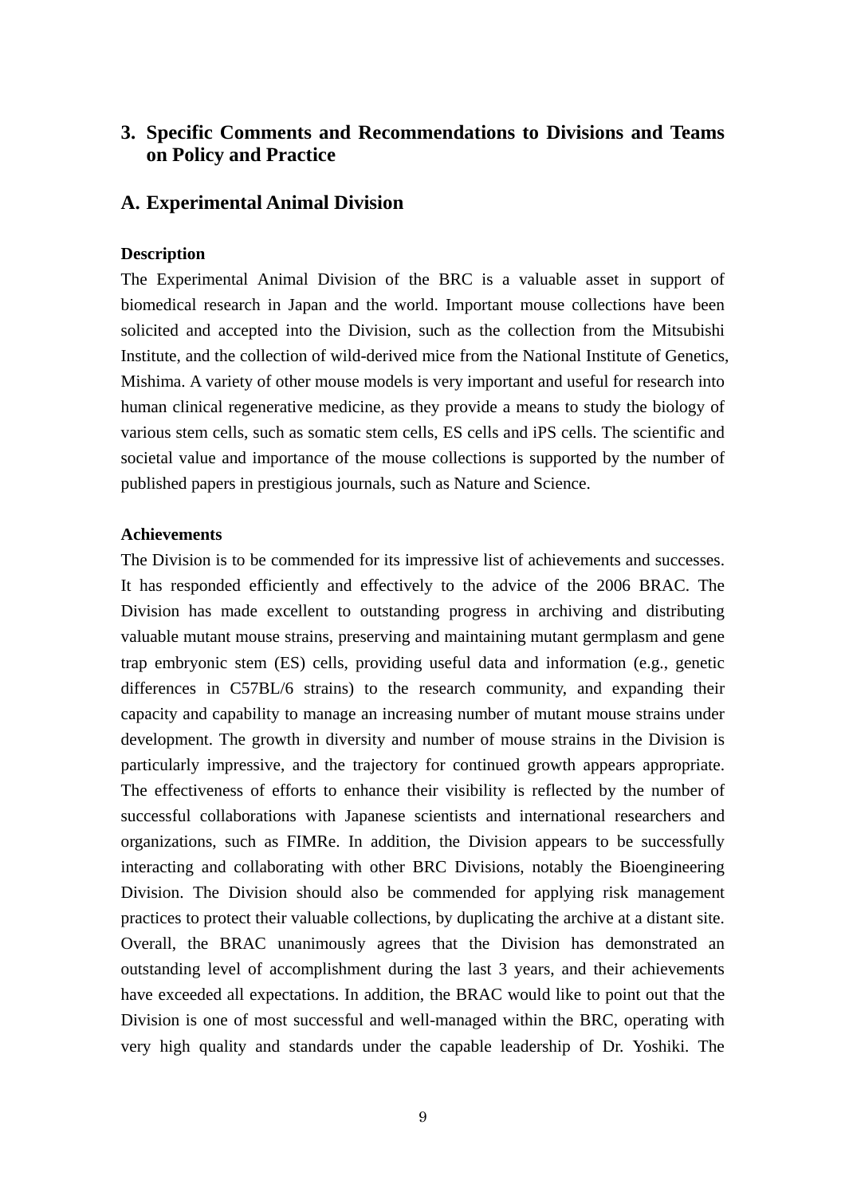## 3. Specific Comments and Recommendations to Divisions and Teams on Policy and Practice

## A. Experimental Animal Division

**Description**

The Experimental Animal Division of the BRC is a valuable asset in support of biomedical research in Japan and the world. Important mouse collections have been solicited and accepted into the Division, such as the collection from the Mitsubishi Institute, and the collection of wild-derived mice from the National Institute of Genetics, Mishima. A variety of other mouse models is very important and useful for research into human clinical regenerative medicine, as they provide a means to study the biology of various stem cells, such as somatic stem cells, ES cells and iPS cells. The scientific and societal value and importance of the mouse collections is supported by the number of published papers in prestigious journals, such as Nature and Science.

**Achievements**

The Division is to be commended for its impressive list of achievements and successes. It has responded efficiently and effectively to the advice of the 2006 BRAC. The Division has made excellent to outstanding progress in archiving and distributing valuable mutant mouse strains, preserving and maintaining mutant germplasm and gene trap embryonic stem (ES) cells, providing useful data and information (e.g., genetic differences in C57BL/6 strains) to the research community, and expanding their capacity and capability to manage an increasing number of mutant mouse strains under development. The growth in diversity and number of mouse strains in the Division is particularly impressive, and the trajectory for continued growth appears appropriate. The effectiveness of efforts to enhance their visibility is reflected by the number of successful collaborations with Japanese scientists and international researchers and organizations, such as FIMRe. In addition, the Division appears to be successfully interacting and collaborating with other BRC Divisions, notably the Bioengineering Division. The Division should also be commended for applying risk management practices to protect their valuable collections, by duplicating the archive at a distant site. Overall, the BRAC unanimously agrees that the Division has demonstrated an outstanding level of accomplishment during the last 3 years, and their achievements have exceeded all expectations. In addition, the BRAC would like to point out that the Division is one of most successful and well-managed within the BRC, operating with very high quality and standards under the capable leadership of Dr. Yoshiki. The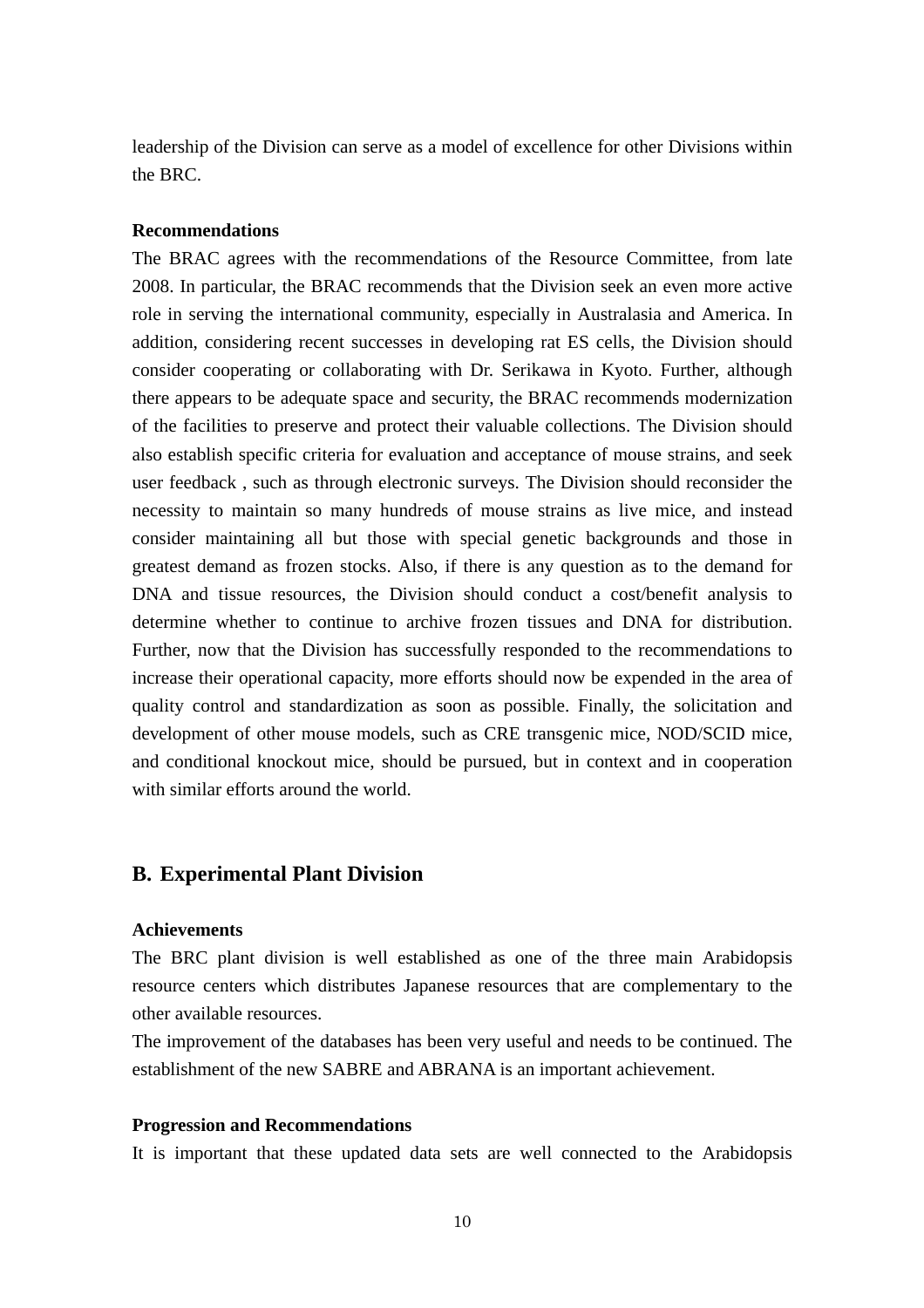leadership of the Division can serve as a model of excellence for other Divisions within the BRC.

**Recommendations**

The BRAC agrees with the recommendations of the Resource Committee, from late 2008. In particular, the BRAC recommends that the Division seek an even more active role in serving the international community, especially in Australasia and America. In addition, considering recent successes in developing rat ES cells, the Division should consider cooperating or collaborating with Dr. Serikawa in Kyoto. Further, although there appears to be adequate space and security, the BRAC recommends modernization of the facilities to preserve and protect their valuable collections. The Division should also establish specific criteria for evaluation and acceptance of mouse strains, and seek user feedback , such as through electronic surveys. The Division should reconsider the necessity to maintain so many hundreds of mouse strains as live mice, and instead consider maintaining all but those with special genetic backgrounds and those in greatest demand as frozen stocks. Also, if there is any question as to the demand for DNA and tissue resources, the Division should conduct a cost/benefit analysis to determine whether to continue to archive frozen tissues and DNA for distribution. Further, now that the Division has successfully responded to the recommendations to increase their operational capacity, more efforts should now be expended in the area of quality control and standardization as soon as possible. Finally, the solicitation and development of other mouse models, such as CRE transgenic mice, NOD/SCID mice, and conditional knockout mice, should be pursued, but in context and in cooperation with similar efforts around the world.

## B. Experimental Plant Division

**Achievements**

The BRC plant division is well established as one of the three main Arabidopsis resource centers which distributes Japanese resources that are complementary to the other available resources.

The improvement of the databases has been very useful and needs to be continued. The establishment of the new SABRE and ABRANA is an important achievement.

**Progression and Recommendations**

It is important that these updated data sets are well connected to the Arabidopsis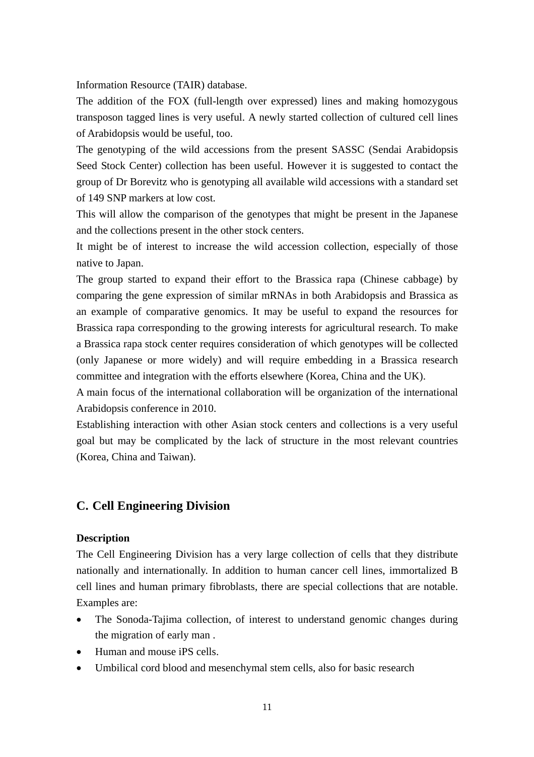Information Resource (TAIR) database.

The addition of the FOX (full-length over expressed) lines and making homozygous transposon tagged lines is very useful. A newly started collection of cultured cell lines of Arabidopsis would be useful, too.

The genotyping of the wild accessions from the present SASSC (Sendai Arabidopsis Seed Stock Center) collection has been useful. However it is suggested to contact the group of Dr Borevitz who is genotyping all available wild accessions with a standard set of 149 SNP markers at low cost.

This will allow the comparison of the genotypes that might be present in the Japanese and the collections present in the other stock centers.

It might be of interest to increase the wild accession collection, especially of those native to Japan.

The group started to expand their effort to the Brassica rapa (Chinese cabbage) by comparing the gene expression of similar mRNAs in both Arabidopsis and Brassica as an example of comparative genomics. It may be useful to expand the resources for Brassica rapa corresponding to the growing interests for agricultural research. To make a Brassica rapa stock center requires consideration of which genotypes will be collected (only Japanese or more widely) and will require embedding in a Brassica research committee and integration with the efforts elsewhere (Korea, China and the UK).

A main focus of the international collaboration will be organization of the international Arabidopsis conference in 2010.

Establishing interaction with other Asian stock centers and collections is a very useful goal but may be complicated by the lack of structure in the most relevant countries (Korea, China and Taiwan).

## C. Cell Engineering Division

**Description**

The Cell Engineering Division has a very large collection of cells that they distribute nationally and internationally. In addition to human cancer cell lines, immortalized B cell lines and human primary fibroblasts, there are special collections that are notable. Examples are:

- The Sonoda-Tajima collection, of interest to understand genomic changes during the migration of early man .
- Human and mouse iPS cells.
- Umbilical cord blood and mesenchymal stem cells, also for basic research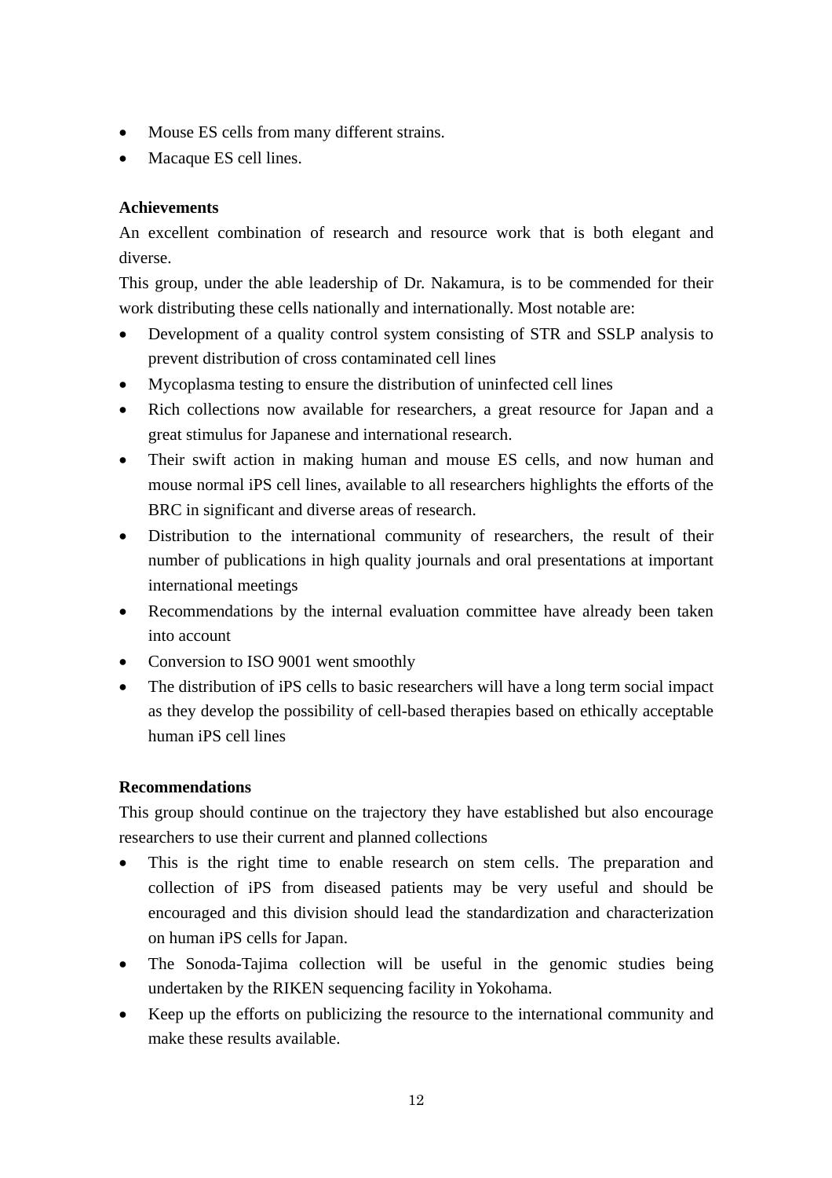- Mouse ES cells from many different strains.
- Macaque ES cell lines.

**Achievements**

An excellent combination of research and resource work that is both elegant and diverse.

This group, under the able leadership of Dr. Nakamura, is to be commended for their work distributing these cells nationally and internationally. Most notable are:

- Development of a quality control system consisting of STR and SSLP analysis to prevent distribution of cross contaminated cell lines
- Mycoplasma testing to ensure the distribution of uninfected cell lines
- Rich collections now available for researchers, a great resource for Japan and a great stimulus for Japanese and international research.
- Their swift action in making human and mouse ES cells, and now human and mouse normal iPS cell lines, available to all researchers highlights the efforts of the BRC in significant and diverse areas of research.
- Distribution to the international community of researchers, the result of their number of publications in high quality journals and oral presentations at important international meetings
- Recommendations by the internal evaluation committee have already been taken into account
- Conversion to ISO 9001 went smoothly
- The distribution of iPS cells to basic researchers will have a long term social impact as they develop the possibility of cell-based therapies based on ethically acceptable human iPS cell lines

**Recommendations**

This group should continue on the trajectory they have established but also encourage researchers to use their current and planned collections

- This is the right time to enable research on stem cells. The preparation and collection of iPS from diseased patients may be very useful and should be encouraged and this division should lead the standardization and characterization on human iPS cells for Japan.
- The Sonoda-Tajima collection will be useful in the genomic studies being undertaken by the RIKEN sequencing facility in Yokohama.
- Keep up the efforts on publicizing the resource to the international community and make these results available.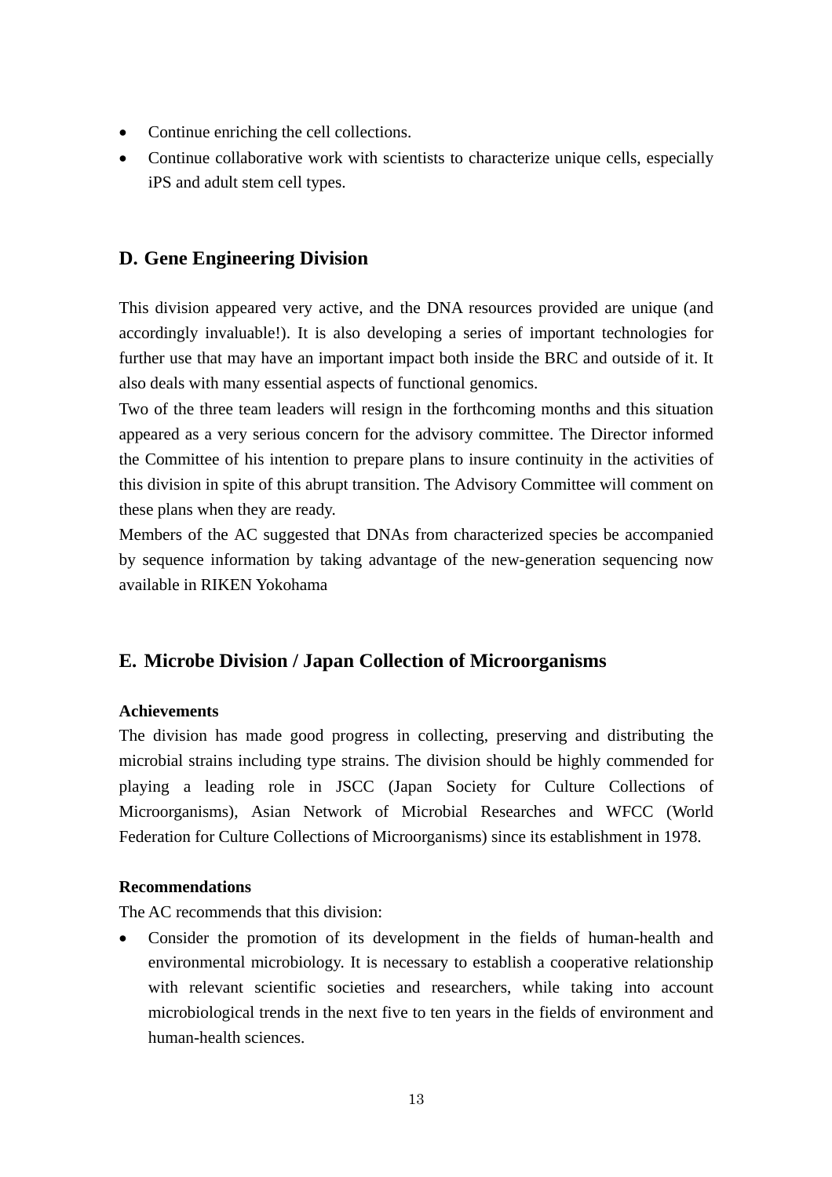- Continue enriching the cell collections.
- Continue collaborative work with scientists to characterize unique cells, especially iPS and adult stem cell types.

## D. Gene Engineering Division

This division appeared very active, and the DNA resources provided are unique (and accordingly invaluable!). It is also developing a series of important technologies for further use that may have an important impact both inside the BRC and outside of it. It also deals with many essential aspects of functional genomics.

Two of the three team leaders will resign in the forthcoming months and this situation appeared as a very serious concern for the advisory committee. The Director informed the Committee of his intention to prepare plans to insure continuity in the activities of this division in spite of this abrupt transition. The Advisory Committee will comment on these plans when they are ready.

Members of the AC suggested that DNAs from characterized species be accompanied by sequence information by taking advantage of the new-generation sequencing now available in RIKEN Yokohama

## E. Microbe Division / Japan Collection of Microorganisms

**Achievements**

The division has made good progress in collecting, preserving and distributing the microbial strains including type strains. The division should be highly commended for playing a leading role in JSCC (Japan Society for Culture Collections of Microorganisms), Asian Network of Microbial Researches and WFCC (World Federation for Culture Collections of Microorganisms) since its establishment in 1978.

**Recommendations**

The AC recommends that this division:

- Consider the promotion of its development in the fields of human-health and environmental microbiology. It is necessary to establish a cooperative relationship with relevant scientific societies and researchers, while taking into account microbiological trends in the next five to ten years in the fields of environment and human-health sciences.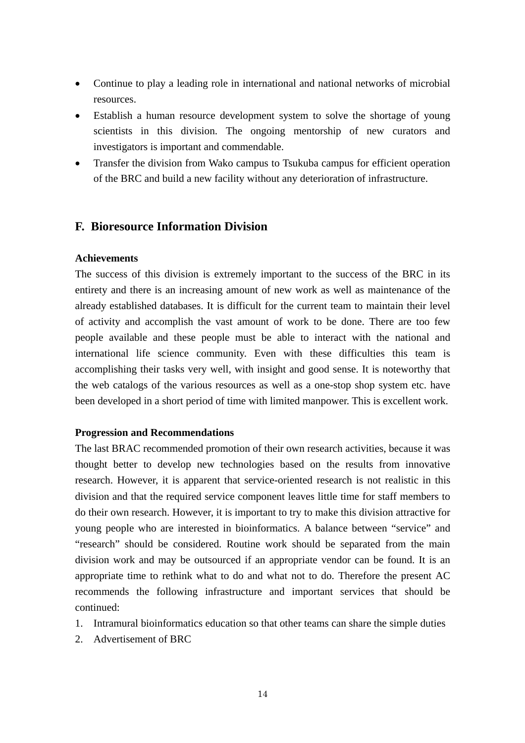- Continue to play a leading role in international and national networks of microbial resources.
- Establish a human resource development system to solve the shortage of young scientists in this division. The ongoing mentorship of new curators and investigators is important and commendable.
- Transfer the division from Wako campus to Tsukuba campus for efficient operation of the BRC and build a new facility without any deterioration of infrastructure.

## F. Bioresource Information Division

**Achievements**

The success of this division is extremely important to the success of the BRC in its entirety and there is an increasing amount of new work as well as maintenance of the already established databases. It is difficult for the current team to maintain their level of activity and accomplish the vast amount of work to be done. There are too few people available and these people must be able to interact with the national and international life science community. Even with these difficulties this team is accomplishing their tasks very well, with insight and good sense. It is noteworthy that the web catalogs of the various resources as well as a one-stop shop system etc. have been developed in a short period of time with limited manpower. This is excellent work.

**Progression and Recommendations**

The last BRAC recommended promotion of their own research activities, because it was thought better to develop new technologies based on the results from innovative research. However, it is apparent that service-oriented research is not realistic in this division and that the required service component leaves little time for staff members to do their own research. However, it is important to try to make this division attractive for young people who are interested in bioinformatics. A balance between "service" and "research" should be considered. Routine work should be separated from the main division work and may be outsourced if an appropriate vendor can be found. It is an appropriate time to rethink what to do and what not to do. Therefore the present AC recommends the following infrastructure and important services that should be continued:

1. Intramural bioinformatics education so that other teams can share the simple duties
2. Advertisement of BRC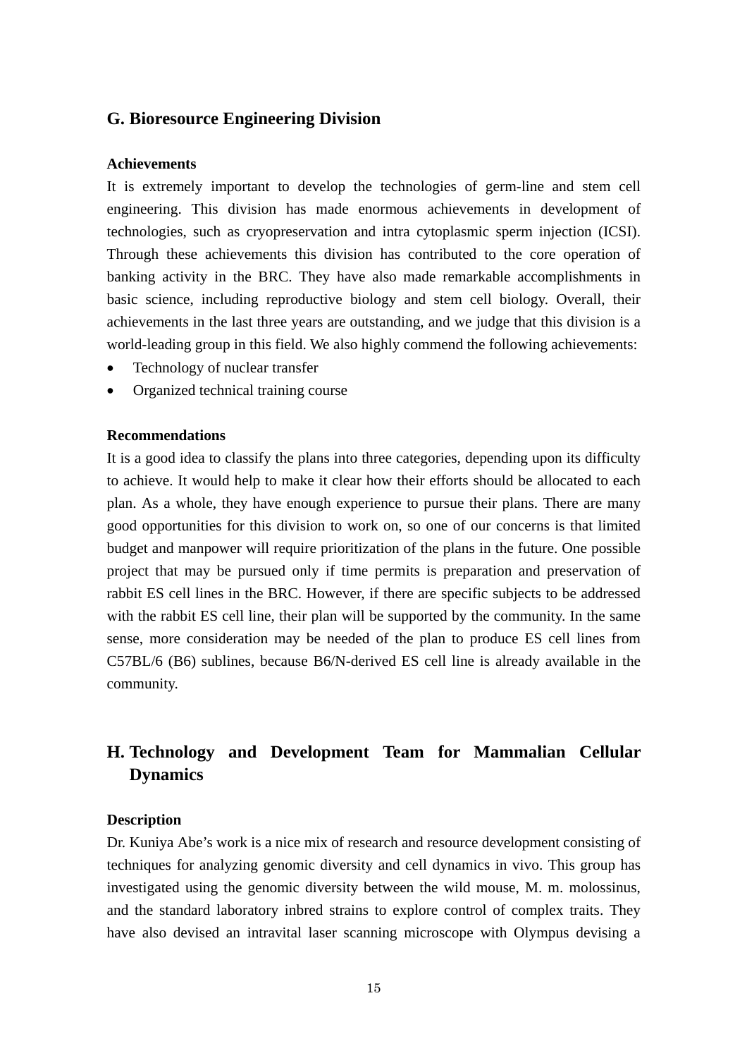## G. Bioresource Engineering Division

### Achievements

It is extremely important to develop the technologies of germ-line and stem cell engineering. This division has made enormous achievements in development of technologies, such as cryopreservation and intra cytoplasmic sperm injection (ICSI). Through these achievements this division has contributed to the core operation of banking activity in the BRC. They have also made remarkable accomplishments in basic science, including reproductive biology and stem cell biology. Overall, their achievements in the last three years are outstanding, and we judge that this division is a world-leading group in this field. We also highly commend the following achievements:

- Technology of nuclear transfer
- Organized technical training course

### Recommendations

It is a good idea to classify the plans into three categories, depending upon its difficulty to achieve. It would help to make it clear how their efforts should be allocated to each plan. As a whole, they have enough experience to pursue their plans. There are many good opportunities for this division to work on, so one of our concerns is that limited budget and manpower will require prioritization of the plans in the future. One possible project that may be pursued only if time permits is preparation and preservation of rabbit ES cell lines in the BRC. However, if there are specific subjects to be addressed with the rabbit ES cell line, their plan will be supported by the community. In the same sense, more consideration may be needed of the plan to produce ES cell lines from C57BL/6 (B6) sublines, because B6/N-derived ES cell line is already available in the community.

## H. Technology and Development Team for Mammalian Cellular Dynamics

### Description

Dr. Kuniya Abe's work is a nice mix of research and resource development consisting of techniques for analyzing genomic diversity and cell dynamics in vivo. This group has investigated using the genomic diversity between the wild mouse, M. m. molossinus, and the standard laboratory inbred strains to explore control of complex traits. They have also devised an intravital laser scanning microscope with Olympus devising a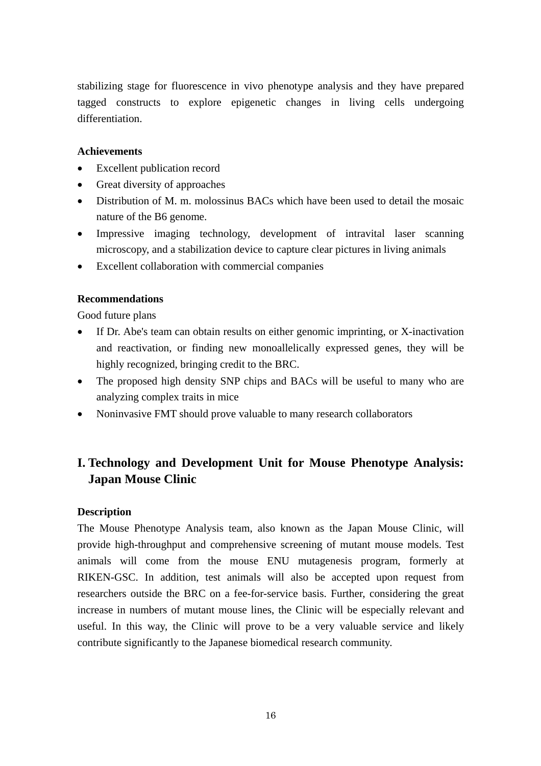stabilizing stage for fluorescence in vivo phenotype analysis and they have prepared tagged constructs to explore epigenetic changes in living cells undergoing differentiation.

**Achievements**

- Excellent publication record
- Great diversity of approaches
- Distribution of M. m. molossinus BACs which have been used to detail the mosaic nature of the B6 genome.
- Impressive imaging technology, development of intravital laser scanning microscopy, and a stabilization device to capture clear pictures in living animals
- Excellent collaboration with commercial companies

**Recommendations**

Good future plans

- If Dr. Abe's team can obtain results on either genomic imprinting, or X-inactivation and reactivation, or finding new monoallelically expressed genes, they will be highly recognized, bringing credit to the BRC.
- The proposed high density SNP chips and BACs will be useful to many who are analyzing complex traits in mice
- Noninvasive FMT should prove valuable to many research collaborators

## I. Technology and Development Unit for Mouse Phenotype Analysis: Japan Mouse Clinic

**Description**

The Mouse Phenotype Analysis team, also known as the Japan Mouse Clinic, will provide high-throughput and comprehensive screening of mutant mouse models. Test animals will come from the mouse ENU mutagenesis program, formerly at RIKEN-GSC. In addition, test animals will also be accepted upon request from researchers outside the BRC on a fee-for-service basis. Further, considering the great increase in numbers of mutant mouse lines, the Clinic will be especially relevant and useful. In this way, the Clinic will prove to be a very valuable service and likely contribute significantly to the Japanese biomedical research community.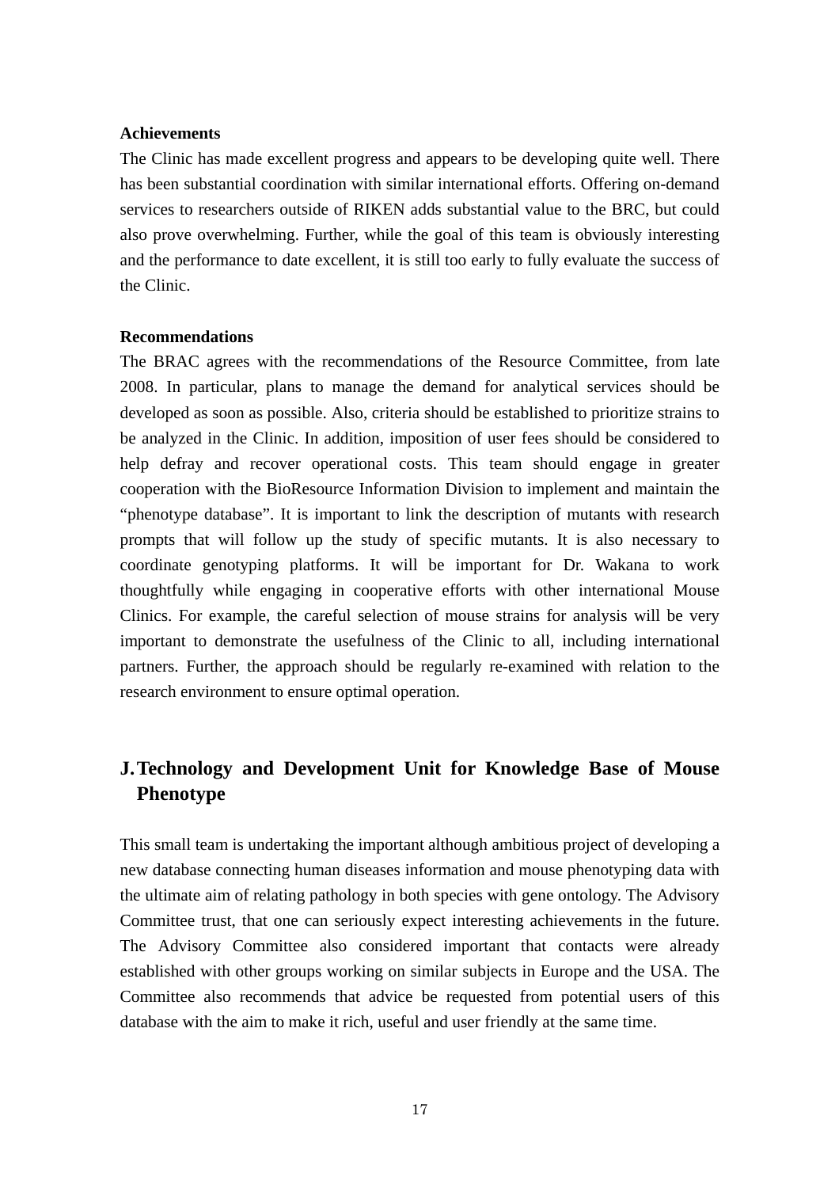**Achievements**

The Clinic has made excellent progress and appears to be developing quite well. There has been substantial coordination with similar international efforts. Offering on-demand services to researchers outside of RIKEN adds substantial value to the BRC, but could also prove overwhelming. Further, while the goal of this team is obviously interesting and the performance to date excellent, it is still too early to fully evaluate the success of the Clinic.

**Recommendations**

The BRAC agrees with the recommendations of the Resource Committee, from late 2008. In particular, plans to manage the demand for analytical services should be developed as soon as possible. Also, criteria should be established to prioritize strains to be analyzed in the Clinic. In addition, imposition of user fees should be considered to help defray and recover operational costs. This team should engage in greater cooperation with the BioResource Information Division to implement and maintain the "phenotype database". It is important to link the description of mutants with research prompts that will follow up the study of specific mutants. It is also necessary to coordinate genotyping platforms. It will be important for Dr. Wakana to work thoughtfully while engaging in cooperative efforts with other international Mouse Clinics. For example, the careful selection of mouse strains for analysis will be very important to demonstrate the usefulness of the Clinic to all, including international partners. Further, the approach should be regularly re-examined with relation to the research environment to ensure optimal operation.

## J. Technology and Development Unit for Knowledge Base of Mouse Phenotype

This small team is undertaking the important although ambitious project of developing a new database connecting human diseases information and mouse phenotyping data with the ultimate aim of relating pathology in both species with gene ontology. The Advisory Committee trust, that one can seriously expect interesting achievements in the future. The Advisory Committee also considered important that contacts were already established with other groups working on similar subjects in Europe and the USA. The Committee also recommends that advice be requested from potential users of this database with the aim to make it rich, useful and user friendly at the same time.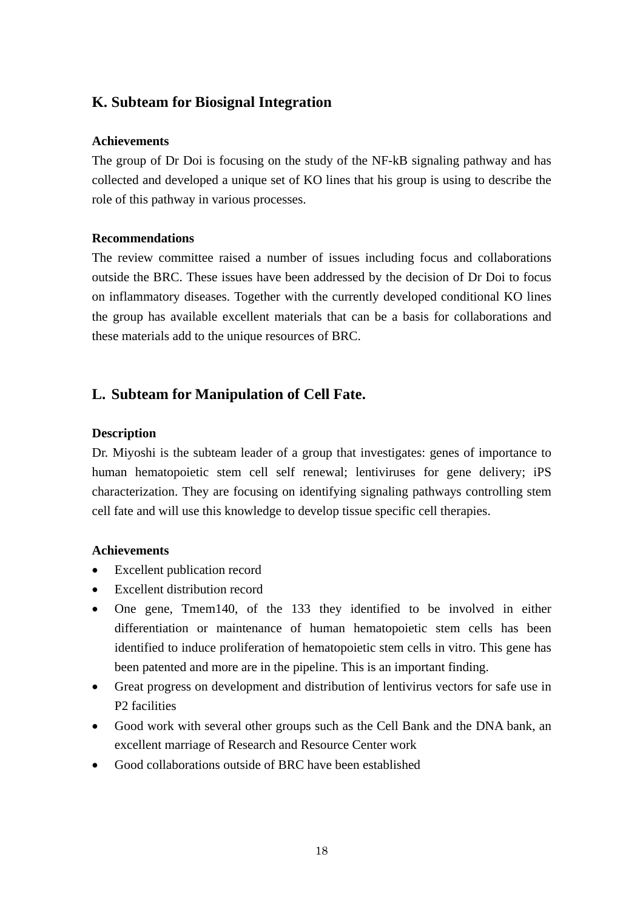## K. Subteam for Biosignal Integration

**Achievements**

The group of Dr Doi is focusing on the study of the NF-kB signaling pathway and has collected and developed a unique set of KO lines that his group is using to describe the role of this pathway in various processes.

**Recommendations**

The review committee raised a number of issues including focus and collaborations outside the BRC. These issues have been addressed by the decision of Dr Doi to focus on inflammatory diseases. Together with the currently developed conditional KO lines the group has available excellent materials that can be a basis for collaborations and these materials add to the unique resources of BRC.

## L. Subteam for Manipulation of Cell Fate.

**Description**

Dr. Miyoshi is the subteam leader of a group that investigates: genes of importance to human hematopoietic stem cell self renewal; lentiviruses for gene delivery; iPS characterization. They are focusing on identifying signaling pathways controlling stem cell fate and will use this knowledge to develop tissue specific cell therapies.

**Achievements**

- Excellent publication record
- Excellent distribution record
- One gene, Tmem140, of the 133 they identified to be involved in either differentiation or maintenance of human hematopoietic stem cells has been identified to induce proliferation of hematopoietic stem cells in vitro. This gene has been patented and more are in the pipeline. This is an important finding.
- Great progress on development and distribution of lentivirus vectors for safe use in P2 facilities
- Good work with several other groups such as the Cell Bank and the DNA bank, an excellent marriage of Research and Resource Center work
- Good collaborations outside of BRC have been established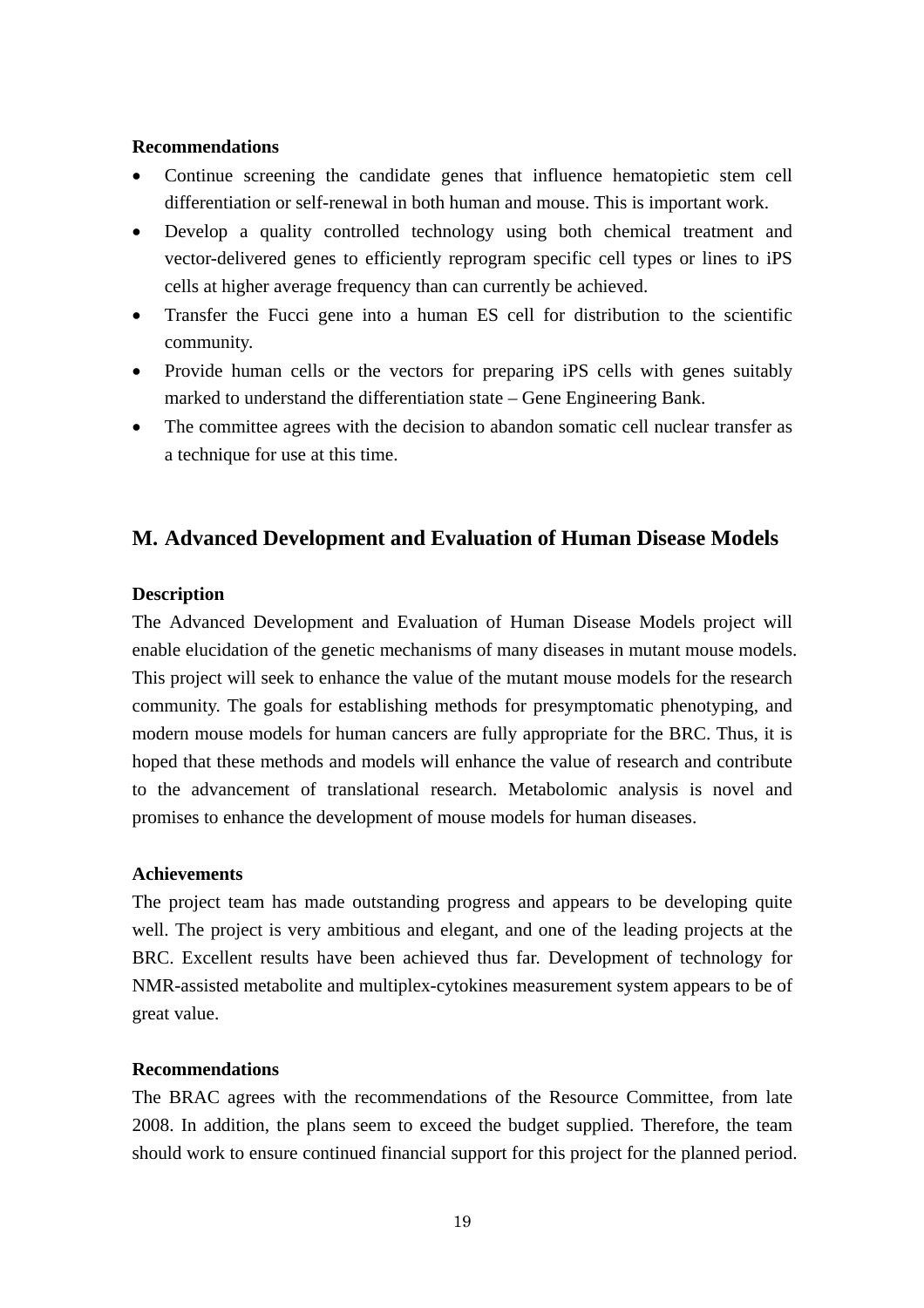**Recommendations**

- Continue screening the candidate genes that influence hematopietic stem cell differentiation or self-renewal in both human and mouse. This is important work.
- Develop a quality controlled technology using both chemical treatment and vector-delivered genes to efficiently reprogram specific cell types or lines to iPS cells at higher average frequency than can currently be achieved.
- Transfer the Fucci gene into a human ES cell for distribution to the scientific community.
- Provide human cells or the vectors for preparing iPS cells with genes suitably marked to understand the differentiation state – Gene Engineering Bank.
- The committee agrees with the decision to abandon somatic cell nuclear transfer as a technique for use at this time.

## M. Advanced Development and Evaluation of Human Disease Models

**Description**

The Advanced Development and Evaluation of Human Disease Models project will enable elucidation of the genetic mechanisms of many diseases in mutant mouse models. This project will seek to enhance the value of the mutant mouse models for the research community. The goals for establishing methods for presymptomatic phenotyping, and modern mouse models for human cancers are fully appropriate for the BRC. Thus, it is hoped that these methods and models will enhance the value of research and contribute to the advancement of translational research. Metabolomic analysis is novel and promises to enhance the development of mouse models for human diseases.

**Achievements**

The project team has made outstanding progress and appears to be developing quite well. The project is very ambitious and elegant, and one of the leading projects at the BRC. Excellent results have been achieved thus far. Development of technology for NMR-assisted metabolite and multiplex-cytokines measurement system appears to be of great value.

**Recommendations**

The BRAC agrees with the recommendations of the Resource Committee, from late 2008. In addition, the plans seem to exceed the budget supplied. Therefore, the team should work to ensure continued financial support for this project for the planned period.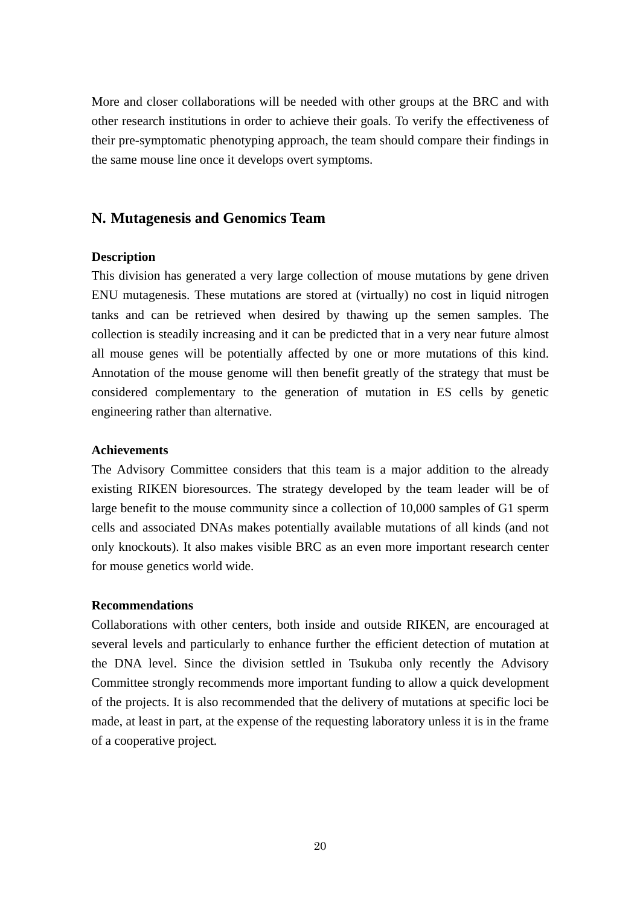More and closer collaborations will be needed with other groups at the BRC and with other research institutions in order to achieve their goals. To verify the effectiveness of their pre-symptomatic phenotyping approach, the team should compare their findings in the same mouse line once it develops overt symptoms.

## N. Mutagenesis and Genomics Team

**Description**

This division has generated a very large collection of mouse mutations by gene driven ENU mutagenesis. These mutations are stored at (virtually) no cost in liquid nitrogen tanks and can be retrieved when desired by thawing up the semen samples. The collection is steadily increasing and it can be predicted that in a very near future almost all mouse genes will be potentially affected by one or more mutations of this kind. Annotation of the mouse genome will then benefit greatly of the strategy that must be considered complementary to the generation of mutation in ES cells by genetic engineering rather than alternative.

**Achievements**

The Advisory Committee considers that this team is a major addition to the already existing RIKEN bioresources. The strategy developed by the team leader will be of large benefit to the mouse community since a collection of 10,000 samples of G1 sperm cells and associated DNAs makes potentially available mutations of all kinds (and not only knockouts). It also makes visible BRC as an even more important research center for mouse genetics world wide.

**Recommendations**

Collaborations with other centers, both inside and outside RIKEN, are encouraged at several levels and particularly to enhance further the efficient detection of mutation at the DNA level. Since the division settled in Tsukuba only recently the Advisory Committee strongly recommends more important funding to allow a quick development of the projects. It is also recommended that the delivery of mutations at specific loci be made, at least in part, at the expense of the requesting laboratory unless it is in the frame of a cooperative project.